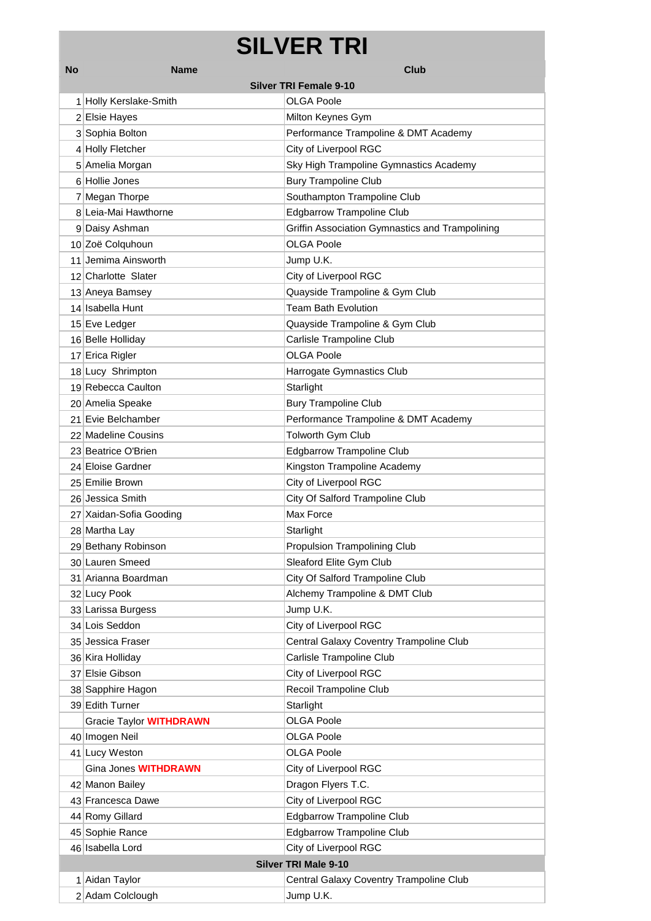# SILVER TRI

| No | Name | Club |
|---|---|---|
| | **Silver TRI Female 9-10** | |
| 1 | Holly Kerslake-Smith | OLGA Poole |
| 2 | Elsie Hayes | Milton Keynes Gym |
| 3 | Sophia Bolton | Performance Trampoline & DMT Academy |
| 4 | Holly Fletcher | City of Liverpool RGC |
| 5 | Amelia Morgan | Sky High Trampoline Gymnastics Academy |
| 6 | Hollie Jones | Bury Trampoline Club |
| 7 | Megan Thorpe | Southampton Trampoline Club |
| 8 | Leia-Mai Hawthorne | Edgbarrow Trampoline Club |
| 9 | Daisy Ashman | Griffin Association Gymnastics and Trampolining |
| 10 | Zoë Colquhoun | OLGA Poole |
| 11 | Jemima Ainsworth | Jump U.K. |
| 12 | Charlotte Slater | City of Liverpool RGC |
| 13 | Aneya Bamsey | Quayside Trampoline & Gym Club |
| 14 | Isabella Hunt | Team Bath Evolution |
| 15 | Eve Ledger | Quayside Trampoline & Gym Club |
| 16 | Belle Holliday | Carlisle Trampoline Club |
| 17 | Erica Rigler | OLGA Poole |
| 18 | Lucy Shrimpton | Harrogate Gymnastics Club |
| 19 | Rebecca Caulton | Starlight |
| 20 | Amelia Speake | Bury Trampoline Club |
| 21 | Evie Belchamber | Performance Trampoline & DMT Academy |
| 22 | Madeline Cousins | Tolworth Gym Club |
| 23 | Beatrice O'Brien | Edgbarrow Trampoline Club |
| 24 | Eloise Gardner | Kingston Trampoline Academy |
| 25 | Emilie Brown | City of Liverpool RGC |
| 26 | Jessica Smith | City Of Salford Trampoline Club |
| 27 | Xaidan-Sofia Gooding | Max Force |
| 28 | Martha Lay | Starlight |
| 29 | Bethany Robinson | Propulsion Trampolining Club |
| 30 | Lauren Smeed | Sleaford Elite Gym Club |
| 31 | Arianna Boardman | City Of Salford Trampoline Club |
| 32 | Lucy Pook | Alchemy Trampoline & DMT Club |
| 33 | Larissa Burgess | Jump U.K. |
| 34 | Lois Seddon | City of Liverpool RGC |
| 35 | Jessica Fraser | Central Galaxy Coventry Trampoline Club |
| 36 | Kira Holliday | Carlisle Trampoline Club |
| 37 | Elsie Gibson | City of Liverpool RGC |
| 38 | Sapphire Hagon | Recoil Trampoline Club |
| 39 | Edith Turner | Starlight |
| | Gracie Taylor **WITHDRAWN** | OLGA Poole |
| 40 | Imogen Neil | OLGA Poole |
| 41 | Lucy Weston | OLGA Poole |
| | Gina Jones **WITHDRAWN** | City of Liverpool RGC |
| 42 | Manon Bailey | Dragon Flyers T.C. |
| 43 | Francesca Dawe | City of Liverpool RGC |
| 44 | Romy Gillard | Edgbarrow Trampoline Club |
| 45 | Sophie Rance | Edgbarrow Trampoline Club |
| 46 | Isabella Lord | City of Liverpool RGC |
| | **Silver TRI Male 9-10** | |
| 1 | Aidan Taylor | Central Galaxy Coventry Trampoline Club |
| 2 | Adam Colclough | Jump U.K. |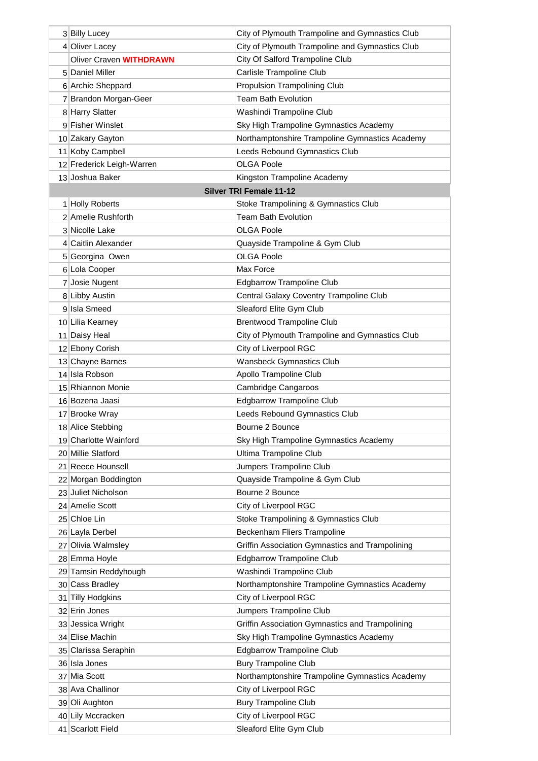| | | |
|---|---|---|
| 3 | Billy Lucey | City of Plymouth Trampoline and Gymnastics Club |
| 4 | Oliver Lacey | City of Plymouth Trampoline and Gymnastics Club |
| | Oliver Craven **WITHDRAWN** | City Of Salford Trampoline Club |
| 5 | Daniel Miller | Carlisle Trampoline Club |
| 6 | Archie Sheppard | Propulsion Trampolining Club |
| 7 | Brandon Morgan-Geer | Team Bath Evolution |
| 8 | Harry Slatter | Washindi Trampoline Club |
| 9 | Fisher Winslet | Sky High Trampoline Gymnastics Academy |
| 10 | Zakary Gayton | Northamptonshire Trampoline Gymnastics Academy |
| 11 | Koby Campbell | Leeds Rebound Gymnastics Club |
| 12 | Frederick Leigh-Warren | OLGA Poole |
| 13 | Joshua Baker | Kingston Trampoline Academy |
| | **Silver TRI Female 11-12** | |
| 1 | Holly Roberts | Stoke Trampolining & Gymnastics Club |
| 2 | Amelie Rushforth | Team Bath Evolution |
| 3 | Nicolle Lake | OLGA Poole |
| 4 | Caitlin Alexander | Quayside Trampoline & Gym Club |
| 5 | Georgina Owen | OLGA Poole |
| 6 | Lola Cooper | Max Force |
| 7 | Josie Nugent | Edgbarrow Trampoline Club |
| 8 | Libby Austin | Central Galaxy Coventry Trampoline Club |
| 9 | Isla Smeed | Sleaford Elite Gym Club |
| 10 | Lilia Kearney | Brentwood Trampoline Club |
| 11 | Daisy Heal | City of Plymouth Trampoline and Gymnastics Club |
| 12 | Ebony Corish | City of Liverpool RGC |
| 13 | Chayne Barnes | Wansbeck Gymnastics Club |
| 14 | Isla Robson | Apollo Trampoline Club |
| 15 | Rhiannon Monie | Cambridge Cangaroos |
| 16 | Bozena Jaasi | Edgbarrow Trampoline Club |
| 17 | Brooke Wray | Leeds Rebound Gymnastics Club |
| 18 | Alice Stebbing | Bourne 2 Bounce |
| 19 | Charlotte Wainford | Sky High Trampoline Gymnastics Academy |
| 20 | Millie Slatford | Ultima Trampoline Club |
| 21 | Reece Hounsell | Jumpers Trampoline Club |
| 22 | Morgan Boddington | Quayside Trampoline & Gym Club |
| 23 | Juliet Nicholson | Bourne 2 Bounce |
| 24 | Amelie Scott | City of Liverpool RGC |
| 25 | Chloe Lin | Stoke Trampolining & Gymnastics Club |
| 26 | Layla Derbel | Beckenham Fliers Trampoline |
| 27 | Olivia Walmsley | Griffin Association Gymnastics and Trampolining |
| 28 | Emma Hoyle | Edgbarrow Trampoline Club |
| 29 | Tamsin Reddyhough | Washindi Trampoline Club |
| 30 | Cass Bradley | Northamptonshire Trampoline Gymnastics Academy |
| 31 | Tilly Hodgkins | City of Liverpool RGC |
| 32 | Erin Jones | Jumpers Trampoline Club |
| 33 | Jessica Wright | Griffin Association Gymnastics and Trampolining |
| 34 | Elise Machin | Sky High Trampoline Gymnastics Academy |
| 35 | Clarissa Seraphin | Edgbarrow Trampoline Club |
| 36 | Isla Jones | Bury Trampoline Club |
| 37 | Mia Scott | Northamptonshire Trampoline Gymnastics Academy |
| 38 | Ava Challinor | City of Liverpool RGC |
| 39 | Oli Aughton | Bury Trampoline Club |
| 40 | Lily Mccracken | City of Liverpool RGC |
| 41 | Scarlott Field | Sleaford Elite Gym Club |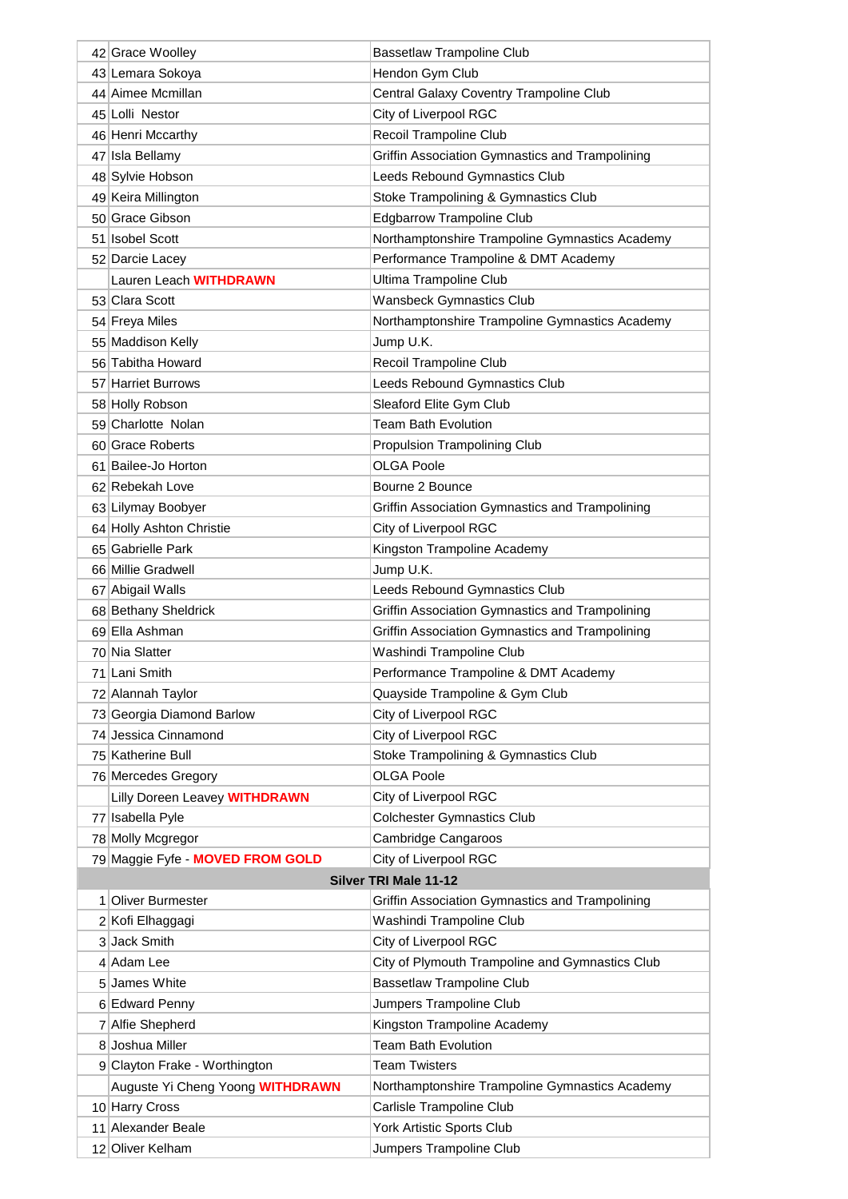| | | |
|---|---|---|
| 42 | Grace Woolley | Bassetlaw Trampoline Club |
| 43 | Lemara Sokoya | Hendon Gym Club |
| 44 | Aimee Mcmillan | Central Galaxy Coventry Trampoline Club |
| 45 | Lolli Nestor | City of Liverpool RGC |
| 46 | Henri Mccarthy | Recoil Trampoline Club |
| 47 | Isla Bellamy | Griffin Association Gymnastics and Trampolining |
| 48 | Sylvie Hobson | Leeds Rebound Gymnastics Club |
| 49 | Keira Millington | Stoke Trampolining & Gymnastics Club |
| 50 | Grace Gibson | Edgbarrow Trampoline Club |
| 51 | Isobel Scott | Northamptonshire Trampoline Gymnastics Academy |
| 52 | Darcie Lacey | Performance Trampoline & DMT Academy |
| | Lauren Leach **WITHDRAWN** | Ultima Trampoline Club |
| 53 | Clara Scott | Wansbeck Gymnastics Club |
| 54 | Freya Miles | Northamptonshire Trampoline Gymnastics Academy |
| 55 | Maddison Kelly | Jump U.K. |
| 56 | Tabitha Howard | Recoil Trampoline Club |
| 57 | Harriet Burrows | Leeds Rebound Gymnastics Club |
| 58 | Holly Robson | Sleaford Elite Gym Club |
| 59 | Charlotte Nolan | Team Bath Evolution |
| 60 | Grace Roberts | Propulsion Trampolining Club |
| 61 | Bailee-Jo Horton | OLGA Poole |
| 62 | Rebekah Love | Bourne 2 Bounce |
| 63 | Lilymay Boobyer | Griffin Association Gymnastics and Trampolining |
| 64 | Holly Ashton Christie | City of Liverpool RGC |
| 65 | Gabrielle Park | Kingston Trampoline Academy |
| 66 | Millie Gradwell | Jump U.K. |
| 67 | Abigail Walls | Leeds Rebound Gymnastics Club |
| 68 | Bethany Sheldrick | Griffin Association Gymnastics and Trampolining |
| 69 | Ella Ashman | Griffin Association Gymnastics and Trampolining |
| 70 | Nia Slatter | Washindi Trampoline Club |
| 71 | Lani Smith | Performance Trampoline & DMT Academy |
| 72 | Alannah Taylor | Quayside Trampoline & Gym Club |
| 73 | Georgia Diamond Barlow | City of Liverpool RGC |
| 74 | Jessica Cinnamond | City of Liverpool RGC |
| 75 | Katherine Bull | Stoke Trampolining & Gymnastics Club |
| 76 | Mercedes Gregory | OLGA Poole |
| | Lilly Doreen Leavey **WITHDRAWN** | City of Liverpool RGC |
| 77 | Isabella Pyle | Colchester Gymnastics Club |
| 78 | Molly Mcgregor | Cambridge Cangaroos |
| 79 | Maggie Fyfe - **MOVED FROM GOLD** | City of Liverpool RGC |
| | **Silver TRI Male 11-12** | |
| 1 | Oliver Burmester | Griffin Association Gymnastics and Trampolining |
| 2 | Kofi Elhaggagi | Washindi Trampoline Club |
| 3 | Jack Smith | City of Liverpool RGC |
| 4 | Adam Lee | City of Plymouth Trampoline and Gymnastics Club |
| 5 | James White | Bassetlaw Trampoline Club |
| 6 | Edward Penny | Jumpers Trampoline Club |
| 7 | Alfie Shepherd | Kingston Trampoline Academy |
| 8 | Joshua Miller | Team Bath Evolution |
| 9 | Clayton Frake - Worthington | Team Twisters |
| | Auguste Yi Cheng Yoong **WITHDRAWN** | Northamptonshire Trampoline Gymnastics Academy |
| 10 | Harry Cross | Carlisle Trampoline Club |
| 11 | Alexander Beale | York Artistic Sports Club |
| 12 | Oliver Kelham | Jumpers Trampoline Club |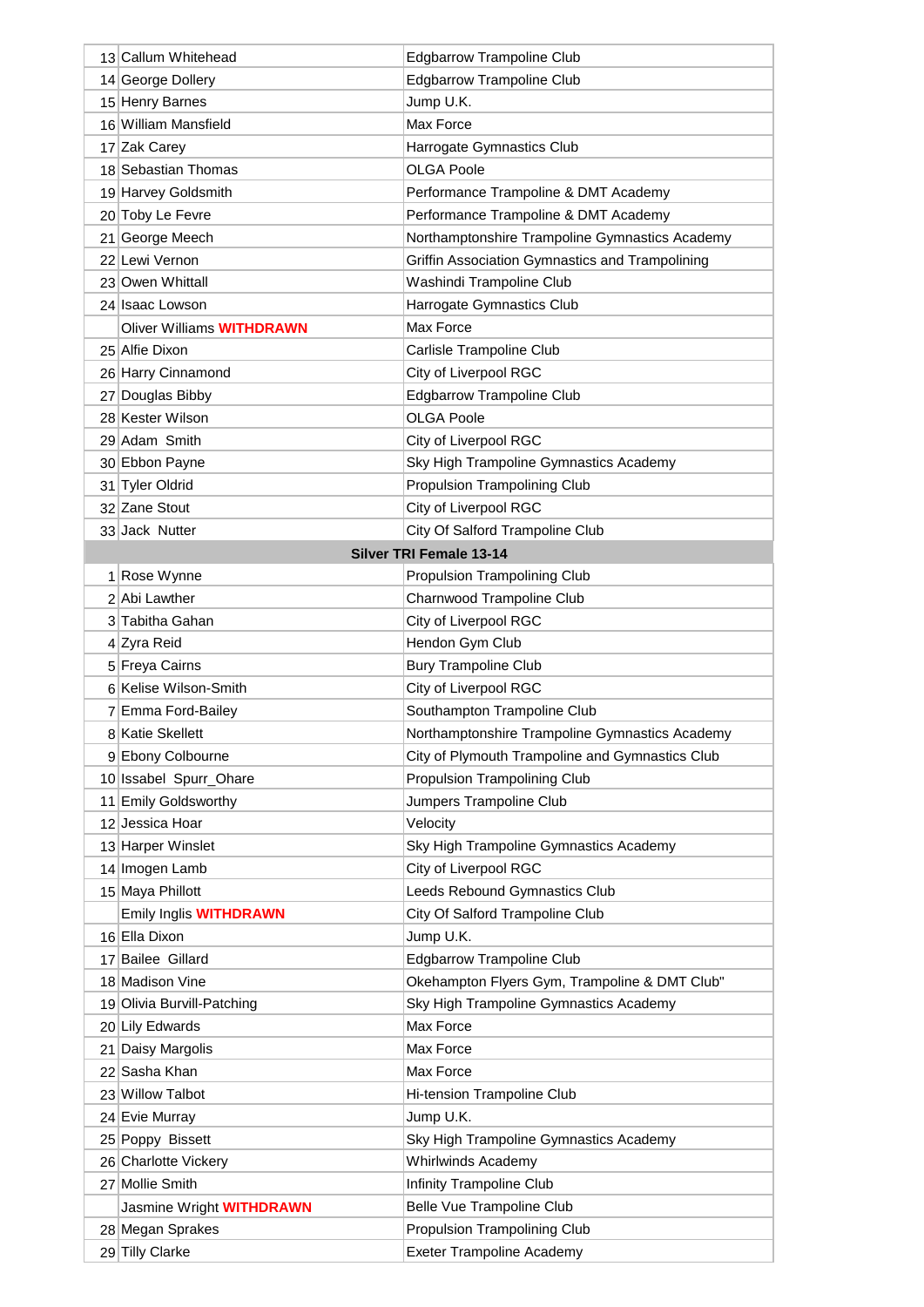| | | |
|---|---|---|
| 13 | Callum Whitehead | Edgbarrow Trampoline Club |
| 14 | George Dollery | Edgbarrow Trampoline Club |
| 15 | Henry Barnes | Jump U.K. |
| 16 | William Mansfield | Max Force |
| 17 | Zak Carey | Harrogate Gymnastics Club |
| 18 | Sebastian Thomas | OLGA Poole |
| 19 | Harvey Goldsmith | Performance Trampoline & DMT Academy |
| 20 | Toby Le Fevre | Performance Trampoline & DMT Academy |
| 21 | George Meech | Northamptonshire Trampoline Gymnastics Academy |
| 22 | Lewi Vernon | Griffin Association Gymnastics and Trampolining |
| 23 | Owen Whittall | Washindi Trampoline Club |
| 24 | Isaac Lowson | Harrogate Gymnastics Club |
| | Oliver Williams **WITHDRAWN** | Max Force |
| 25 | Alfie Dixon | Carlisle Trampoline Club |
| 26 | Harry Cinnamond | City of Liverpool RGC |
| 27 | Douglas Bibby | Edgbarrow Trampoline Club |
| 28 | Kester Wilson | OLGA Poole |
| 29 | Adam Smith | City of Liverpool RGC |
| 30 | Ebbon Payne | Sky High Trampoline Gymnastics Academy |
| 31 | Tyler Oldrid | Propulsion Trampolining Club |
| 32 | Zane Stout | City of Liverpool RGC |
| 33 | Jack Nutter | City Of Salford Trampoline Club |
| | **Silver TRI Female 13-14** | |
| 1 | Rose Wynne | Propulsion Trampolining Club |
| 2 | Abi Lawther | Charnwood Trampoline Club |
| 3 | Tabitha Gahan | City of Liverpool RGC |
| 4 | Zyra Reid | Hendon Gym Club |
| 5 | Freya Cairns | Bury Trampoline Club |
| 6 | Kelise Wilson-Smith | City of Liverpool RGC |
| 7 | Emma Ford-Bailey | Southampton Trampoline Club |
| 8 | Katie Skellett | Northamptonshire Trampoline Gymnastics Academy |
| 9 | Ebony Colbourne | City of Plymouth Trampoline and Gymnastics Club |
| 10 | Issabel Spurr_Ohare | Propulsion Trampolining Club |
| 11 | Emily Goldsworthy | Jumpers Trampoline Club |
| 12 | Jessica Hoar | Velocity |
| 13 | Harper Winslet | Sky High Trampoline Gymnastics Academy |
| 14 | Imogen Lamb | City of Liverpool RGC |
| 15 | Maya Phillott | Leeds Rebound Gymnastics Club |
| | Emily Inglis **WITHDRAWN** | City Of Salford Trampoline Club |
| 16 | Ella Dixon | Jump U.K. |
| 17 | Bailee Gillard | Edgbarrow Trampoline Club |
| 18 | Madison Vine | Okehampton Flyers Gym, Trampoline & DMT Club" |
| 19 | Olivia Burvill-Patching | Sky High Trampoline Gymnastics Academy |
| 20 | Lily Edwards | Max Force |
| 21 | Daisy Margolis | Max Force |
| 22 | Sasha Khan | Max Force |
| 23 | Willow Talbot | Hi-tension Trampoline Club |
| 24 | Evie Murray | Jump U.K. |
| 25 | Poppy Bissett | Sky High Trampoline Gymnastics Academy |
| 26 | Charlotte Vickery | Whirlwinds Academy |
| 27 | Mollie Smith | Infinity Trampoline Club |
| | Jasmine Wright **WITHDRAWN** | Belle Vue Trampoline Club |
| 28 | Megan Sprakes | Propulsion Trampolining Club |
| 29 | Tilly Clarke | Exeter Trampoline Academy |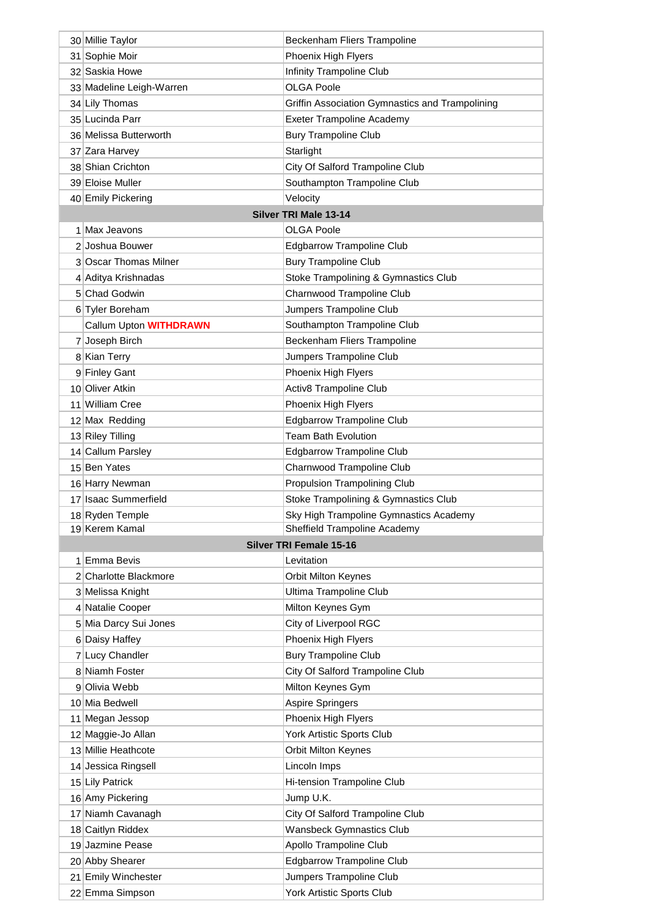| | | |
|---|---|---|
| 30 | Millie Taylor | Beckenham Fliers Trampoline |
| 31 | Sophie Moir | Phoenix High Flyers |
| 32 | Saskia Howe | Infinity Trampoline Club |
| 33 | Madeline Leigh-Warren | OLGA Poole |
| 34 | Lily Thomas | Griffin Association Gymnastics and Trampolining |
| 35 | Lucinda Parr | Exeter Trampoline Academy |
| 36 | Melissa Butterworth | Bury Trampoline Club |
| 37 | Zara Harvey | Starlight |
| 38 | Shian Crichton | City Of Salford Trampoline Club |
| 39 | Eloise Muller | Southampton Trampoline Club |
| 40 | Emily Pickering | Velocity |
| **Silver TRI Male 13-14** | | |
| 1 | Max Jeavons | OLGA Poole |
| 2 | Joshua Bouwer | Edgbarrow Trampoline Club |
| 3 | Oscar Thomas Milner | Bury Trampoline Club |
| 4 | Aditya Krishnadas | Stoke Trampolining & Gymnastics Club |
| 5 | Chad Godwin | Charnwood Trampoline Club |
| 6 | Tyler Boreham | Jumpers Trampoline Club |
| | Callum Upton **WITHDRAWN** | Southampton Trampoline Club |
| 7 | Joseph Birch | Beckenham Fliers Trampoline |
| 8 | Kian Terry | Jumpers Trampoline Club |
| 9 | Finley Gant | Phoenix High Flyers |
| 10 | Oliver Atkin | Activ8 Trampoline Club |
| 11 | William Cree | Phoenix High Flyers |
| 12 | Max Redding | Edgbarrow Trampoline Club |
| 13 | Riley Tilling | Team Bath Evolution |
| 14 | Callum Parsley | Edgbarrow Trampoline Club |
| 15 | Ben Yates | Charnwood Trampoline Club |
| 16 | Harry Newman | Propulsion Trampolining Club |
| 17 | Isaac Summerfield | Stoke Trampolining & Gymnastics Club |
| 18 | Ryden Temple | Sky High Trampoline Gymnastics Academy |
| 19 | Kerem Kamal | Sheffield Trampoline Academy |
| **Silver TRI Female 15-16** | | |
| 1 | Emma Bevis | Levitation |
| 2 | Charlotte Blackmore | Orbit Milton Keynes |
| 3 | Melissa Knight | Ultima Trampoline Club |
| 4 | Natalie Cooper | Milton Keynes Gym |
| 5 | Mia Darcy Sui Jones | City of Liverpool RGC |
| 6 | Daisy Haffey | Phoenix High Flyers |
| 7 | Lucy Chandler | Bury Trampoline Club |
| 8 | Niamh Foster | City Of Salford Trampoline Club |
| 9 | Olivia Webb | Milton Keynes Gym |
| 10 | Mia Bedwell | Aspire Springers |
| 11 | Megan Jessop | Phoenix High Flyers |
| 12 | Maggie-Jo Allan | York Artistic Sports Club |
| 13 | Millie Heathcote | Orbit Milton Keynes |
| 14 | Jessica Ringsell | Lincoln Imps |
| 15 | Lily Patrick | Hi-tension Trampoline Club |
| 16 | Amy Pickering | Jump U.K. |
| 17 | Niamh Cavanagh | City Of Salford Trampoline Club |
| 18 | Caitlyn Riddex | Wansbeck Gymnastics Club |
| 19 | Jazmine Pease | Apollo Trampoline Club |
| 20 | Abby Shearer | Edgbarrow Trampoline Club |
| 21 | Emily Winchester | Jumpers Trampoline Club |
| 22 | Emma Simpson | York Artistic Sports Club |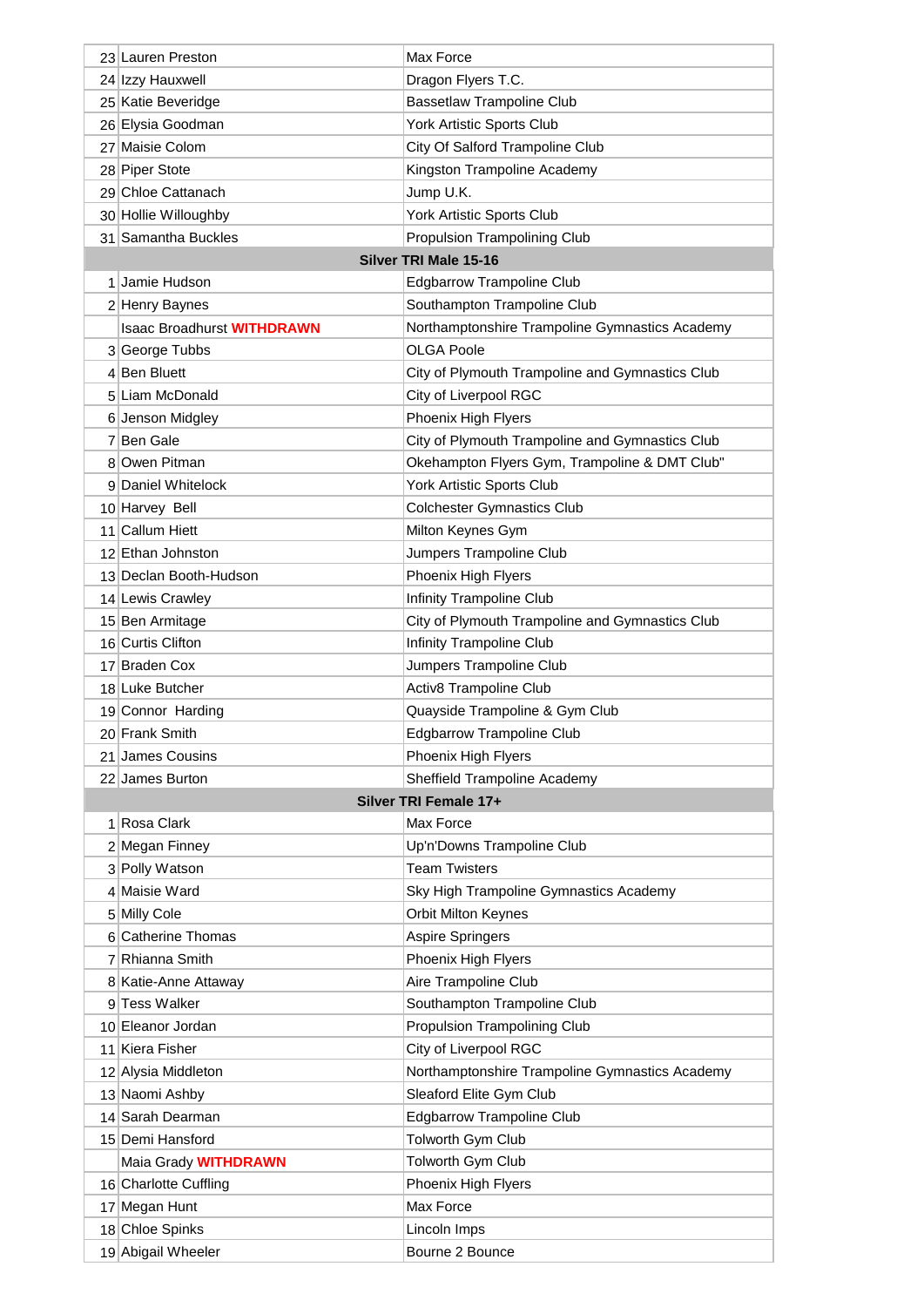| | | |
|---|---|---|
| 23 | Lauren Preston | Max Force |
| 24 | Izzy Hauxwell | Dragon Flyers T.C. |
| 25 | Katie Beveridge | Bassetlaw Trampoline Club |
| 26 | Elysia Goodman | York Artistic Sports Club |
| 27 | Maisie Colom | City Of Salford Trampoline Club |
| 28 | Piper Stote | Kingston Trampoline Academy |
| 29 | Chloe Cattanach | Jump U.K. |
| 30 | Hollie Willoughby | York Artistic Sports Club |
| 31 | Samantha Buckles | Propulsion Trampolining Club |
| **Silver TRI Male 15-16** | | |
| 1 | Jamie Hudson | Edgbarrow Trampoline Club |
| 2 | Henry Baynes | Southampton Trampoline Club |
| | Isaac Broadhurst **WITHDRAWN** | Northamptonshire Trampoline Gymnastics Academy |
| 3 | George Tubbs | OLGA Poole |
| 4 | Ben Bluett | City of Plymouth Trampoline and Gymnastics Club |
| 5 | Liam McDonald | City of Liverpool RGC |
| 6 | Jenson Midgley | Phoenix High Flyers |
| 7 | Ben Gale | City of Plymouth Trampoline and Gymnastics Club |
| 8 | Owen Pitman | Okehampton Flyers Gym, Trampoline & DMT Club" |
| 9 | Daniel Whitelock | York Artistic Sports Club |
| 10 | Harvey Bell | Colchester Gymnastics Club |
| 11 | Callum Hiett | Milton Keynes Gym |
| 12 | Ethan Johnston | Jumpers Trampoline Club |
| 13 | Declan Booth-Hudson | Phoenix High Flyers |
| 14 | Lewis Crawley | Infinity Trampoline Club |
| 15 | Ben Armitage | City of Plymouth Trampoline and Gymnastics Club |
| 16 | Curtis Clifton | Infinity Trampoline Club |
| 17 | Braden Cox | Jumpers Trampoline Club |
| 18 | Luke Butcher | Activ8 Trampoline Club |
| 19 | Connor Harding | Quayside Trampoline & Gym Club |
| 20 | Frank Smith | Edgbarrow Trampoline Club |
| 21 | James Cousins | Phoenix High Flyers |
| 22 | James Burton | Sheffield Trampoline Academy |
| **Silver TRI Female 17+** | | |
| 1 | Rosa Clark | Max Force |
| 2 | Megan Finney | Up'n'Downs Trampoline Club |
| 3 | Polly Watson | Team Twisters |
| 4 | Maisie Ward | Sky High Trampoline Gymnastics Academy |
| 5 | Milly Cole | Orbit Milton Keynes |
| 6 | Catherine Thomas | Aspire Springers |
| 7 | Rhianna Smith | Phoenix High Flyers |
| 8 | Katie-Anne Attaway | Aire Trampoline Club |
| 9 | Tess Walker | Southampton Trampoline Club |
| 10 | Eleanor Jordan | Propulsion Trampolining Club |
| 11 | Kiera Fisher | City of Liverpool RGC |
| 12 | Alysia Middleton | Northamptonshire Trampoline Gymnastics Academy |
| 13 | Naomi Ashby | Sleaford Elite Gym Club |
| 14 | Sarah Dearman | Edgbarrow Trampoline Club |
| 15 | Demi Hansford | Tolworth Gym Club |
| | Maia Grady **WITHDRAWN** | Tolworth Gym Club |
| 16 | Charlotte Cuffling | Phoenix High Flyers |
| 17 | Megan Hunt | Max Force |
| 18 | Chloe Spinks | Lincoln Imps |
| 19 | Abigail Wheeler | Bourne 2 Bounce |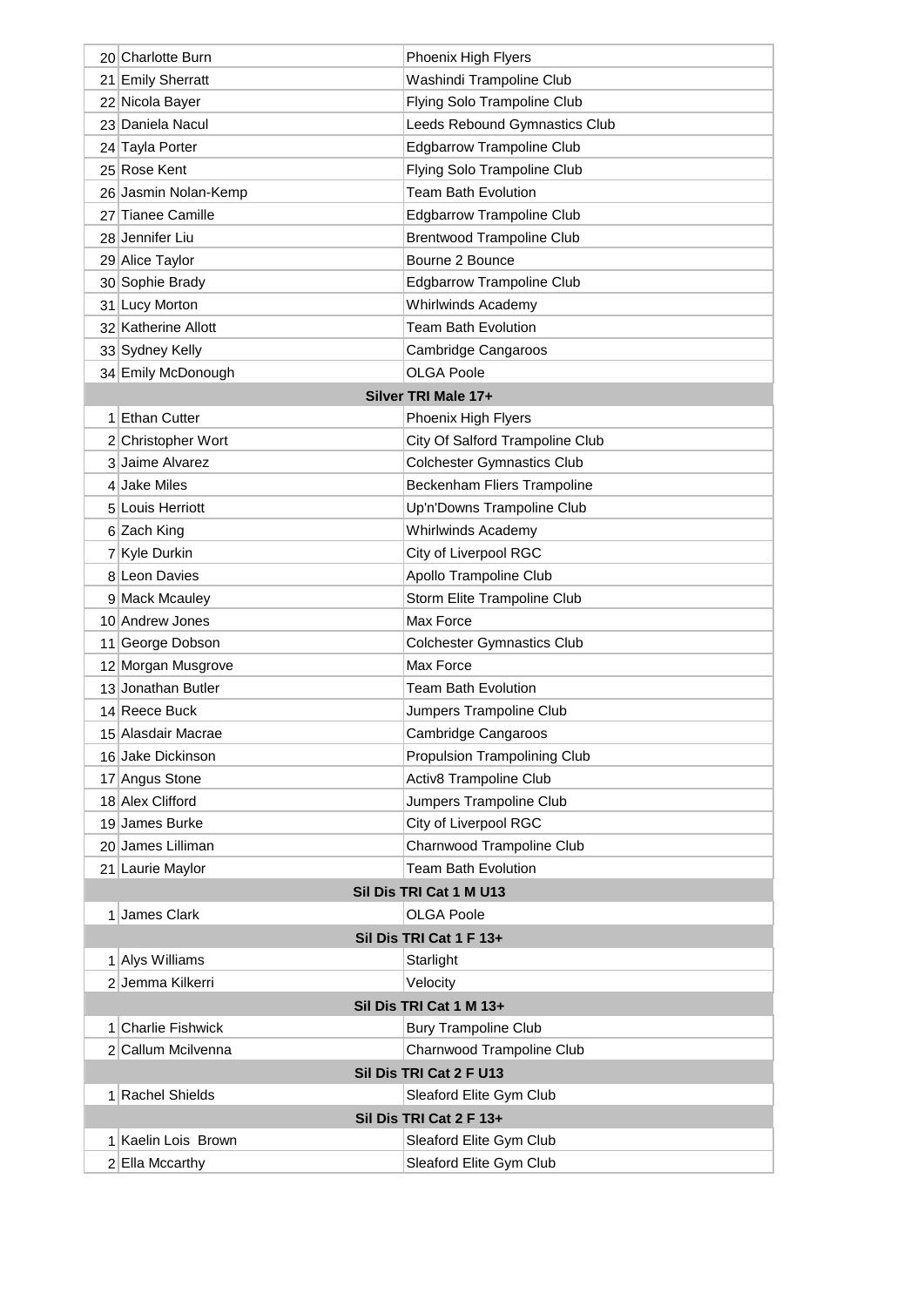| | | |
|---|---|---|
| 20 | Charlotte Burn | Phoenix High Flyers |
| 21 | Emily Sherratt | Washindi Trampoline Club |
| 22 | Nicola Bayer | Flying Solo Trampoline Club |
| 23 | Daniela Nacul | Leeds Rebound Gymnastics Club |
| 24 | Tayla Porter | Edgbarrow Trampoline Club |
| 25 | Rose Kent | Flying Solo Trampoline Club |
| 26 | Jasmin Nolan-Kemp | Team Bath Evolution |
| 27 | Tianee Camille | Edgbarrow Trampoline Club |
| 28 | Jennifer Liu | Brentwood Trampoline Club |
| 29 | Alice Taylor | Bourne 2 Bounce |
| 30 | Sophie Brady | Edgbarrow Trampoline Club |
| 31 | Lucy Morton | Whirlwinds Academy |
| 32 | Katherine Allott | Team Bath Evolution |
| 33 | Sydney Kelly | Cambridge Cangaroos |
| 34 | Emily McDonough | OLGA Poole |
| | **Silver TRI Male 17+** | |
| 1 | Ethan Cutter | Phoenix High Flyers |
| 2 | Christopher Wort | City Of Salford Trampoline Club |
| 3 | Jaime Alvarez | Colchester Gymnastics Club |
| 4 | Jake Miles | Beckenham Fliers Trampoline |
| 5 | Louis Herriott | Up'n'Downs Trampoline Club |
| 6 | Zach King | Whirlwinds Academy |
| 7 | Kyle Durkin | City of Liverpool RGC |
| 8 | Leon Davies | Apollo Trampoline Club |
| 9 | Mack Mcauley | Storm Elite Trampoline Club |
| 10 | Andrew Jones | Max Force |
| 11 | George Dobson | Colchester Gymnastics Club |
| 12 | Morgan Musgrove | Max Force |
| 13 | Jonathan Butler | Team Bath Evolution |
| 14 | Reece Buck | Jumpers Trampoline Club |
| 15 | Alasdair Macrae | Cambridge Cangaroos |
| 16 | Jake Dickinson | Propulsion Trampolining Club |
| 17 | Angus Stone | Activ8 Trampoline Club |
| 18 | Alex Clifford | Jumpers Trampoline Club |
| 19 | James Burke | City of Liverpool RGC |
| 20 | James Lilliman | Charnwood Trampoline Club |
| 21 | Laurie Maylor | Team Bath Evolution |
| | **Sil Dis TRI Cat 1 M U13** | |
| 1 | James Clark | OLGA Poole |
| | **Sil Dis TRI Cat 1 F 13+** | |
| 1 | Alys Williams | Starlight |
| 2 | Jemma Kilkerri | Velocity |
| | **Sil Dis TRI Cat 1 M 13+** | |
| 1 | Charlie Fishwick | Bury Trampoline Club |
| 2 | Callum Mcilvenna | Charnwood Trampoline Club |
| | **Sil Dis TRI Cat 2 F U13** | |
| 1 | Rachel Shields | Sleaford Elite Gym Club |
| | **Sil Dis TRI Cat 2 F 13+** | |
| 1 | Kaelin Lois Brown | Sleaford Elite Gym Club |
| 2 | Ella Mccarthy | Sleaford Elite Gym Club |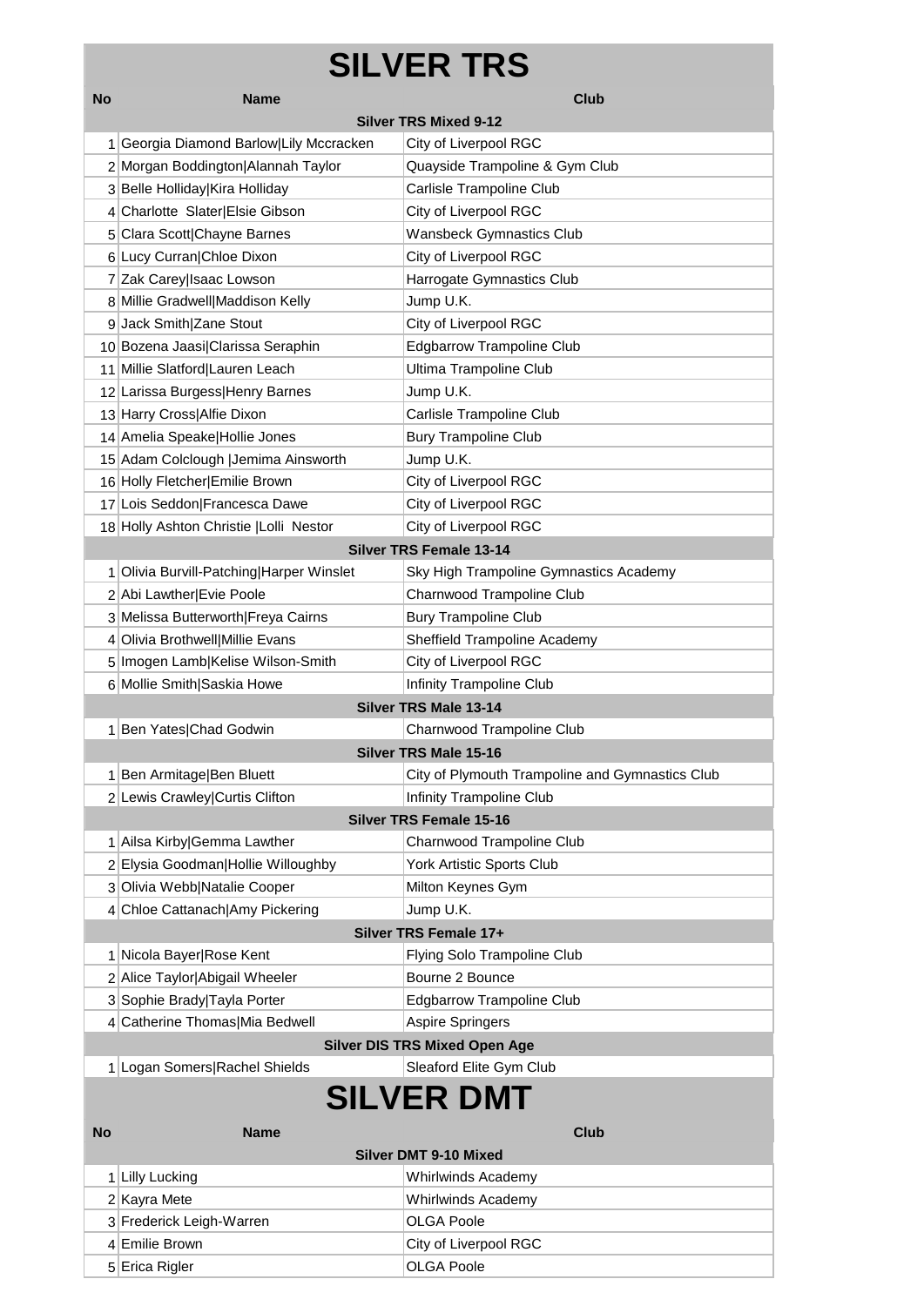# SILVER TRS

| No | Name | Club |
|---|---|---|
| | **Silver TRS Mixed 9-12** | |
| 1 | Georgia Diamond Barlow|Lily Mccracken | City of Liverpool RGC |
| 2 | Morgan Boddington|Alannah Taylor | Quayside Trampoline & Gym Club |
| 3 | Belle Holliday|Kira Holliday | Carlisle Trampoline Club |
| 4 | Charlotte  Slater|Elsie Gibson | City of Liverpool RGC |
| 5 | Clara Scott|Chayne Barnes | Wansbeck Gymnastics Club |
| 6 | Lucy Curran|Chloe Dixon | City of Liverpool RGC |
| 7 | Zak Carey|Isaac Lowson | Harrogate Gymnastics Club |
| 8 | Millie Gradwell|Maddison Kelly | Jump U.K. |
| 9 | Jack Smith|Zane Stout | City of Liverpool RGC |
| 10 | Bozena Jaasi|Clarissa Seraphin | Edgbarrow Trampoline Club |
| 11 | Millie Slatford|Lauren Leach | Ultima Trampoline Club |
| 12 | Larissa Burgess|Henry Barnes | Jump U.K. |
| 13 | Harry Cross|Alfie Dixon | Carlisle Trampoline Club |
| 14 | Amelia Speake|Hollie Jones | Bury Trampoline Club |
| 15 | Adam Colclough |Jemima Ainsworth | Jump U.K. |
| 16 | Holly Fletcher|Emilie Brown | City of Liverpool RGC |
| 17 | Lois Seddon|Francesca Dawe | City of Liverpool RGC |
| 18 | Holly Ashton Christie |Lolli  Nestor | City of Liverpool RGC |
| | **Silver TRS Female 13-14** | |
| 1 | Olivia Burvill-Patching|Harper Winslet | Sky High Trampoline Gymnastics Academy |
| 2 | Abi Lawther|Evie Poole | Charnwood Trampoline Club |
| 3 | Melissa Butterworth|Freya Cairns | Bury Trampoline Club |
| 4 | Olivia Brothwell|Millie Evans | Sheffield Trampoline Academy |
| 5 | Imogen Lamb|Kelise Wilson-Smith | City of Liverpool RGC |
| 6 | Mollie Smith|Saskia Howe | Infinity Trampoline Club |
| | **Silver TRS Male 13-14** | |
| 1 | Ben Yates|Chad Godwin | Charnwood Trampoline Club |
| | **Silver TRS Male 15-16** | |
| 1 | Ben Armitage|Ben Bluett | City of Plymouth Trampoline and Gymnastics Club |
| 2 | Lewis Crawley|Curtis Clifton | Infinity Trampoline Club |
| | **Silver TRS Female 15-16** | |
| 1 | Ailsa Kirby|Gemma Lawther | Charnwood Trampoline Club |
| 2 | Elysia Goodman|Hollie Willoughby | York Artistic Sports Club |
| 3 | Olivia Webb|Natalie Cooper | Milton Keynes Gym |
| 4 | Chloe Cattanach|Amy Pickering | Jump U.K. |
| | **Silver TRS Female 17+** | |
| 1 | Nicola Bayer|Rose Kent | Flying Solo Trampoline Club |
| 2 | Alice Taylor|Abigail Wheeler | Bourne 2 Bounce |
| 3 | Sophie Brady|Tayla Porter | Edgbarrow Trampoline Club |
| 4 | Catherine Thomas|Mia Bedwell | Aspire Springers |
| | **Silver DIS TRS Mixed Open Age** | |
| 1 | Logan Somers|Rachel Shields | Sleaford Elite Gym Club |

# SILVER DMT

| No | Name | Club |
|---|---|---|
| | **Silver DMT 9-10 Mixed** | |
| 1 | Lilly Lucking | Whirlwinds Academy |
| 2 | Kayra Mete | Whirlwinds Academy |
| 3 | Frederick Leigh-Warren | OLGA Poole |
| 4 | Emilie Brown | City of Liverpool RGC |
| 5 | Erica Rigler | OLGA Poole |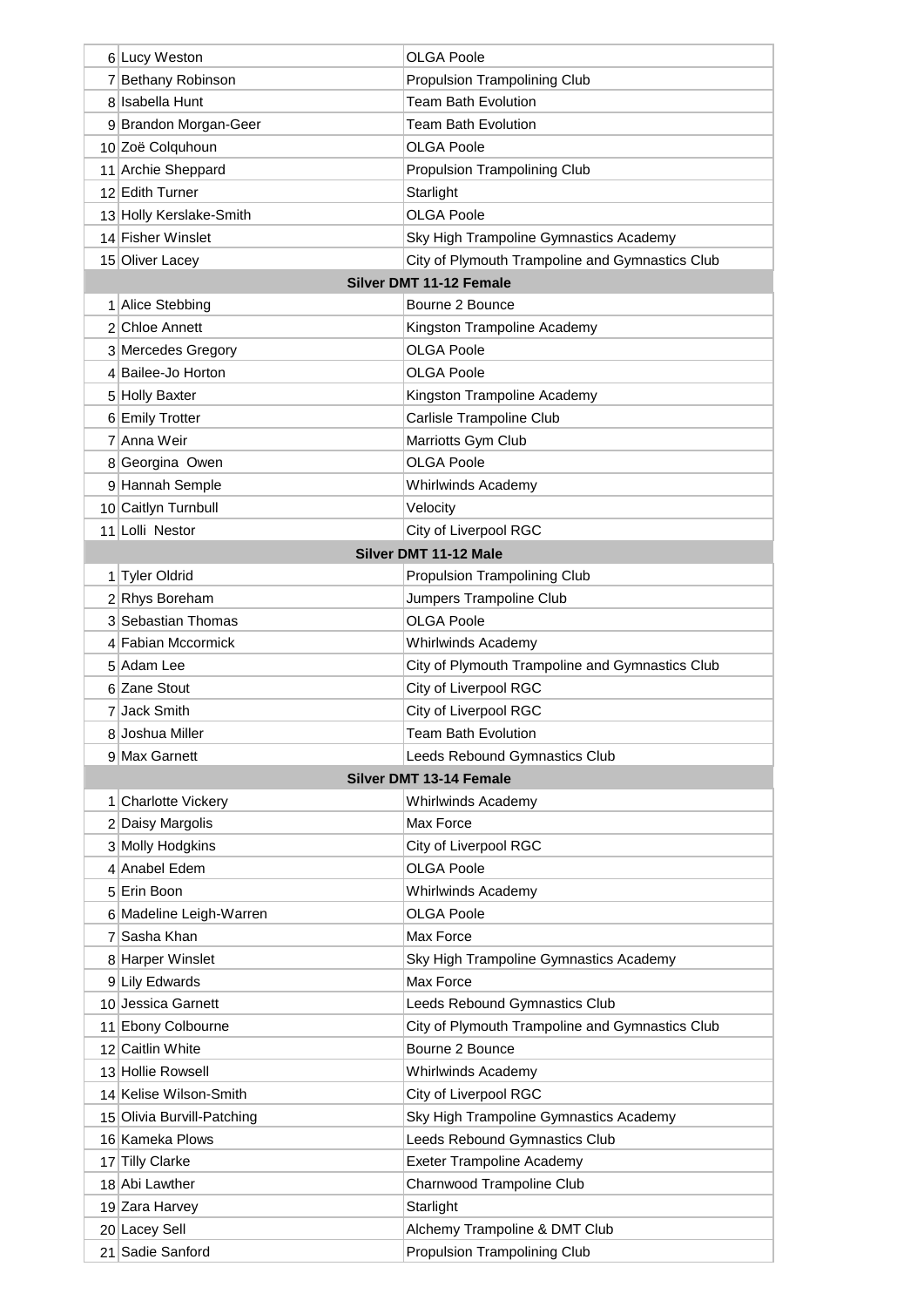| | | |
|---|---|---|
| 6 | Lucy Weston | OLGA Poole |
| 7 | Bethany Robinson | Propulsion Trampolining Club |
| 8 | Isabella Hunt | Team Bath Evolution |
| 9 | Brandon Morgan-Geer | Team Bath Evolution |
| 10 | Zoë Colquhoun | OLGA Poole |
| 11 | Archie Sheppard | Propulsion Trampolining Club |
| 12 | Edith Turner | Starlight |
| 13 | Holly Kerslake-Smith | OLGA Poole |
| 14 | Fisher Winslet | Sky High Trampoline Gymnastics Academy |
| 15 | Oliver Lacey | City of Plymouth Trampoline and Gymnastics Club |
| **Silver DMT 11-12 Female** | | |
| 1 | Alice Stebbing | Bourne 2 Bounce |
| 2 | Chloe Annett | Kingston Trampoline Academy |
| 3 | Mercedes Gregory | OLGA Poole |
| 4 | Bailee-Jo Horton | OLGA Poole |
| 5 | Holly Baxter | Kingston Trampoline Academy |
| 6 | Emily Trotter | Carlisle Trampoline Club |
| 7 | Anna Weir | Marriotts Gym Club |
| 8 | Georgina Owen | OLGA Poole |
| 9 | Hannah Semple | Whirlwinds Academy |
| 10 | Caitlyn Turnbull | Velocity |
| 11 | Lolli Nestor | City of Liverpool RGC |
| **Silver DMT 11-12 Male** | | |
| 1 | Tyler Oldrid | Propulsion Trampolining Club |
| 2 | Rhys Boreham | Jumpers Trampoline Club |
| 3 | Sebastian Thomas | OLGA Poole |
| 4 | Fabian Mccormick | Whirlwinds Academy |
| 5 | Adam Lee | City of Plymouth Trampoline and Gymnastics Club |
| 6 | Zane Stout | City of Liverpool RGC |
| 7 | Jack Smith | City of Liverpool RGC |
| 8 | Joshua Miller | Team Bath Evolution |
| 9 | Max Garnett | Leeds Rebound Gymnastics Club |
| **Silver DMT 13-14 Female** | | |
| 1 | Charlotte Vickery | Whirlwinds Academy |
| 2 | Daisy Margolis | Max Force |
| 3 | Molly Hodgkins | City of Liverpool RGC |
| 4 | Anabel Edem | OLGA Poole |
| 5 | Erin Boon | Whirlwinds Academy |
| 6 | Madeline Leigh-Warren | OLGA Poole |
| 7 | Sasha Khan | Max Force |
| 8 | Harper Winslet | Sky High Trampoline Gymnastics Academy |
| 9 | Lily Edwards | Max Force |
| 10 | Jessica Garnett | Leeds Rebound Gymnastics Club |
| 11 | Ebony Colbourne | City of Plymouth Trampoline and Gymnastics Club |
| 12 | Caitlin White | Bourne 2 Bounce |
| 13 | Hollie Rowsell | Whirlwinds Academy |
| 14 | Kelise Wilson-Smith | City of Liverpool RGC |
| 15 | Olivia Burvill-Patching | Sky High Trampoline Gymnastics Academy |
| 16 | Kameka Plows | Leeds Rebound Gymnastics Club |
| 17 | Tilly Clarke | Exeter Trampoline Academy |
| 18 | Abi Lawther | Charnwood Trampoline Club |
| 19 | Zara Harvey | Starlight |
| 20 | Lacey Sell | Alchemy Trampoline & DMT Club |
| 21 | Sadie Sanford | Propulsion Trampolining Club |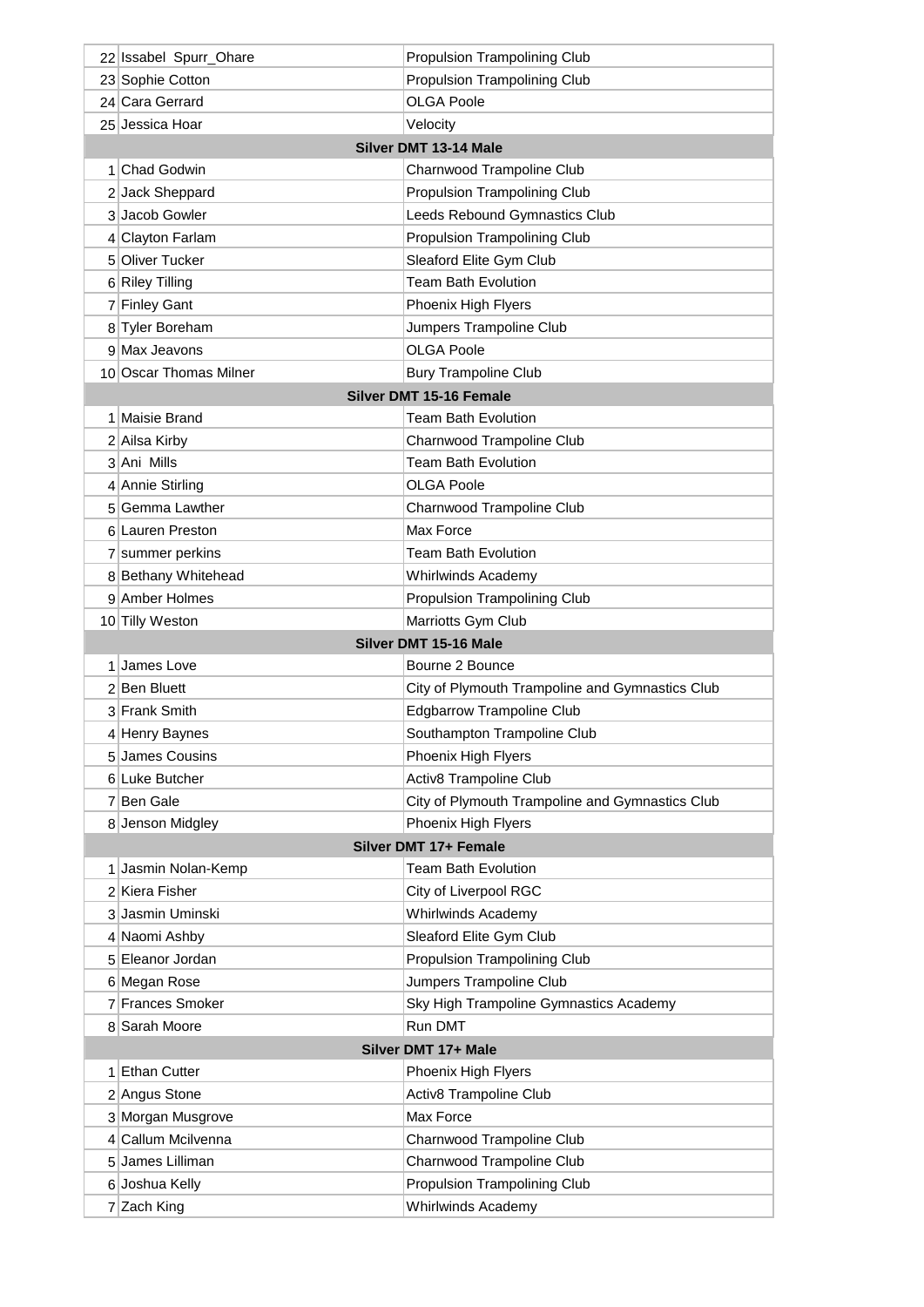| | | |
|---|---|---|
| 22 | Issabel Spurr_Ohare | Propulsion Trampolining Club |
| 23 | Sophie Cotton | Propulsion Trampolining Club |
| 24 | Cara Gerrard | OLGA Poole |
| 25 | Jessica Hoar | Velocity |
| **Silver DMT 13-14 Male** | | |
| 1 | Chad Godwin | Charnwood Trampoline Club |
| 2 | Jack Sheppard | Propulsion Trampolining Club |
| 3 | Jacob Gowler | Leeds Rebound Gymnastics Club |
| 4 | Clayton Farlam | Propulsion Trampolining Club |
| 5 | Oliver Tucker | Sleaford Elite Gym Club |
| 6 | Riley Tilling | Team Bath Evolution |
| 7 | Finley Gant | Phoenix High Flyers |
| 8 | Tyler Boreham | Jumpers Trampoline Club |
| 9 | Max Jeavons | OLGA Poole |
| 10 | Oscar Thomas Milner | Bury Trampoline Club |
| **Silver DMT 15-16 Female** | | |
| 1 | Maisie Brand | Team Bath Evolution |
| 2 | Ailsa Kirby | Charnwood Trampoline Club |
| 3 | Ani Mills | Team Bath Evolution |
| 4 | Annie Stirling | OLGA Poole |
| 5 | Gemma Lawther | Charnwood Trampoline Club |
| 6 | Lauren Preston | Max Force |
| 7 | summer perkins | Team Bath Evolution |
| 8 | Bethany Whitehead | Whirlwinds Academy |
| 9 | Amber Holmes | Propulsion Trampolining Club |
| 10 | Tilly Weston | Marriotts Gym Club |
| **Silver DMT 15-16 Male** | | |
| 1 | James Love | Bourne 2 Bounce |
| 2 | Ben Bluett | City of Plymouth Trampoline and Gymnastics Club |
| 3 | Frank Smith | Edgbarrow Trampoline Club |
| 4 | Henry Baynes | Southampton Trampoline Club |
| 5 | James Cousins | Phoenix High Flyers |
| 6 | Luke Butcher | Activ8 Trampoline Club |
| 7 | Ben Gale | City of Plymouth Trampoline and Gymnastics Club |
| 8 | Jenson Midgley | Phoenix High Flyers |
| **Silver DMT 17+ Female** | | |
| 1 | Jasmin Nolan-Kemp | Team Bath Evolution |
| 2 | Kiera Fisher | City of Liverpool RGC |
| 3 | Jasmin Uminski | Whirlwinds Academy |
| 4 | Naomi Ashby | Sleaford Elite Gym Club |
| 5 | Eleanor Jordan | Propulsion Trampolining Club |
| 6 | Megan Rose | Jumpers Trampoline Club |
| 7 | Frances Smoker | Sky High Trampoline Gymnastics Academy |
| 8 | Sarah Moore | Run DMT |
| **Silver DMT 17+ Male** | | |
| 1 | Ethan Cutter | Phoenix High Flyers |
| 2 | Angus Stone | Activ8 Trampoline Club |
| 3 | Morgan Musgrove | Max Force |
| 4 | Callum Mcilvenna | Charnwood Trampoline Club |
| 5 | James Lilliman | Charnwood Trampoline Club |
| 6 | Joshua Kelly | Propulsion Trampolining Club |
| 7 | Zach King | Whirlwinds Academy |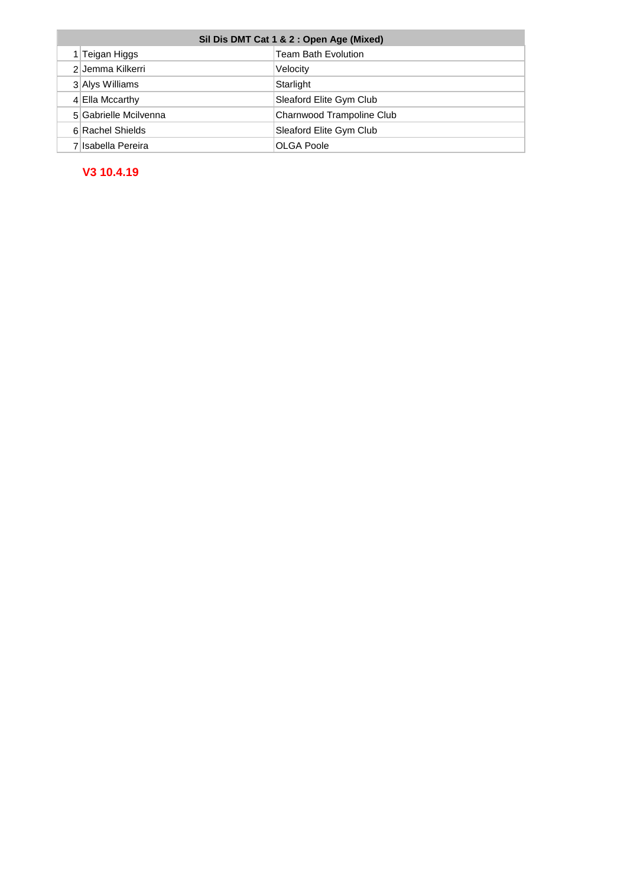| Sil Dis DMT Cat 1 & 2 : Open Age (Mixed) | | |
|---|---|---|
| 1 | Teigan Higgs | Team Bath Evolution |
| 2 | Jemma Kilkerri | Velocity |
| 3 | Alys Williams | Starlight |
| 4 | Ella Mccarthy | Sleaford Elite Gym Club |
| 5 | Gabrielle Mcilvenna | Charnwood Trampoline Club |
| 6 | Rachel Shields | Sleaford Elite Gym Club |
| 7 | Isabella Pereira | OLGA Poole |

**V3 10.4.19**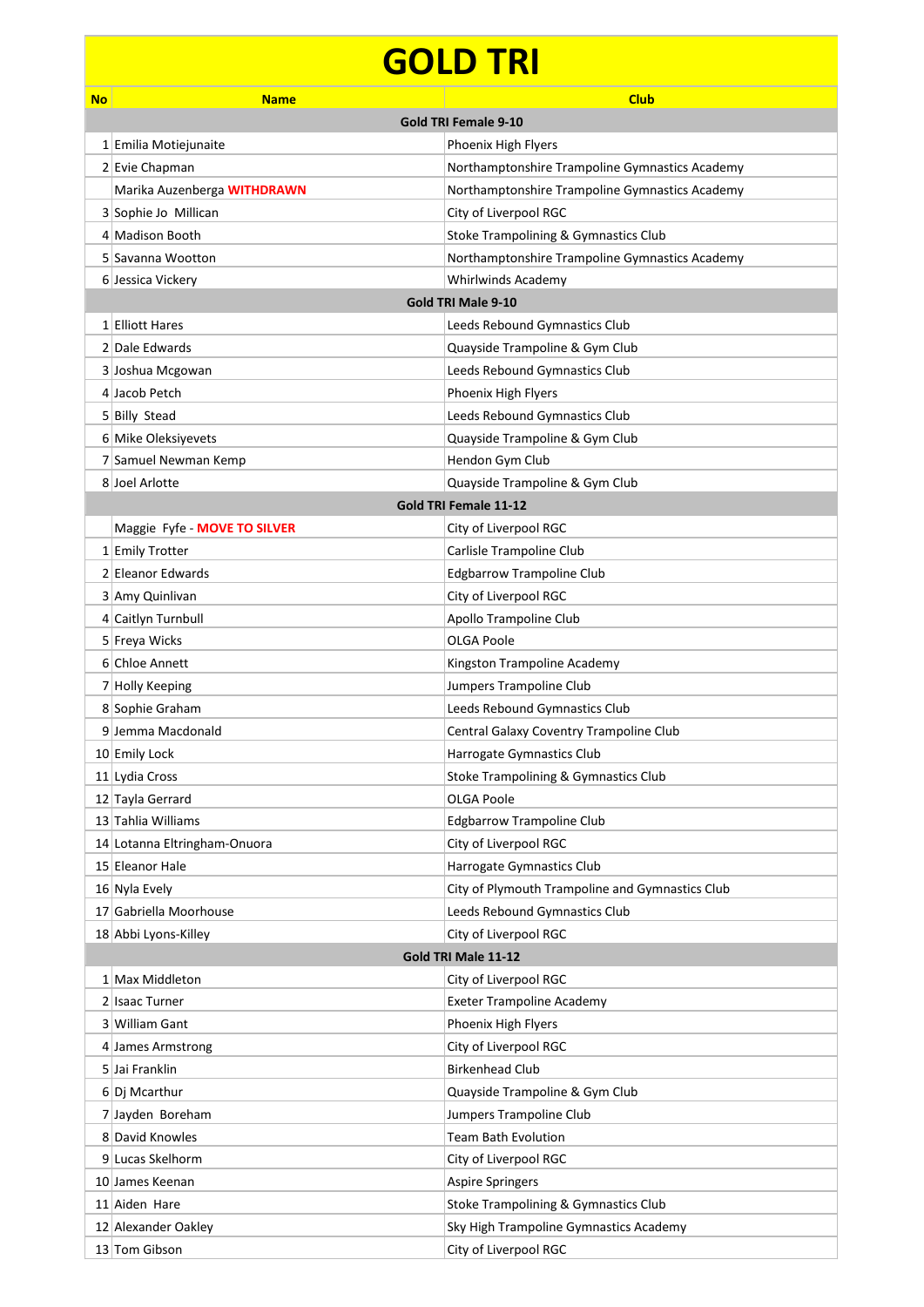# GOLD TRI

| No | Name | Club |
|---|---|---|
| | **Gold TRI Female 9-10** | |
| 1 | Emilia Motiejunaite | Phoenix High Flyers |
| 2 | Evie Chapman | Northamptonshire Trampoline Gymnastics Academy |
| | Marika Auzenberga **WITHDRAWN** | Northamptonshire Trampoline Gymnastics Academy |
| 3 | Sophie Jo  Millican | City of Liverpool RGC |
| 4 | Madison Booth | Stoke Trampolining & Gymnastics Club |
| 5 | Savanna Wootton | Northamptonshire Trampoline Gymnastics Academy |
| 6 | Jessica Vickery | Whirlwinds Academy |
| | **Gold TRI Male 9-10** | |
| 1 | Elliott Hares | Leeds Rebound Gymnastics Club |
| 2 | Dale Edwards | Quayside Trampoline & Gym Club |
| 3 | Joshua Mcgowan | Leeds Rebound Gymnastics Club |
| 4 | Jacob Petch | Phoenix High Flyers |
| 5 | Billy  Stead | Leeds Rebound Gymnastics Club |
| 6 | Mike Oleksiyevets | Quayside Trampoline & Gym Club |
| 7 | Samuel Newman Kemp | Hendon Gym Club |
| 8 | Joel Arlotte | Quayside Trampoline & Gym Club |
| | **Gold TRI Female 11-12** | |
| | Maggie  Fyfe - **MOVE TO SILVER** | City of Liverpool RGC |
| 1 | Emily Trotter | Carlisle Trampoline Club |
| 2 | Eleanor Edwards | Edgbarrow Trampoline Club |
| 3 | Amy Quinlivan | City of Liverpool RGC |
| 4 | Caitlyn Turnbull | Apollo Trampoline Club |
| 5 | Freya Wicks | OLGA Poole |
| 6 | Chloe Annett | Kingston Trampoline Academy |
| 7 | Holly Keeping | Jumpers Trampoline Club |
| 8 | Sophie Graham | Leeds Rebound Gymnastics Club |
| 9 | Jemma Macdonald | Central Galaxy Coventry Trampoline Club |
| 10 | Emily Lock | Harrogate Gymnastics Club |
| 11 | Lydia Cross | Stoke Trampolining & Gymnastics Club |
| 12 | Tayla Gerrard | OLGA Poole |
| 13 | Tahlia Williams | Edgbarrow Trampoline Club |
| 14 | Lotanna Eltringham-Onuora | City of Liverpool RGC |
| 15 | Eleanor Hale | Harrogate Gymnastics Club |
| 16 | Nyla Evely | City of Plymouth Trampoline and Gymnastics Club |
| 17 | Gabriella Moorhouse | Leeds Rebound Gymnastics Club |
| 18 | Abbi Lyons-Killey | City of Liverpool RGC |
| | **Gold TRI Male 11-12** | |
| 1 | Max Middleton | City of Liverpool RGC |
| 2 | Isaac Turner | Exeter Trampoline Academy |
| 3 | William Gant | Phoenix High Flyers |
| 4 | James Armstrong | City of Liverpool RGC |
| 5 | Jai Franklin | Birkenhead Club |
| 6 | Dj Mcarthur | Quayside Trampoline & Gym Club |
| 7 | Jayden  Boreham | Jumpers Trampoline Club |
| 8 | David Knowles | Team Bath Evolution |
| 9 | Lucas Skelhorm | City of Liverpool RGC |
| 10 | James Keenan | Aspire Springers |
| 11 | Aiden  Hare | Stoke Trampolining & Gymnastics Club |
| 12 | Alexander Oakley | Sky High Trampoline Gymnastics Academy |
| 13 | Tom Gibson | City of Liverpool RGC |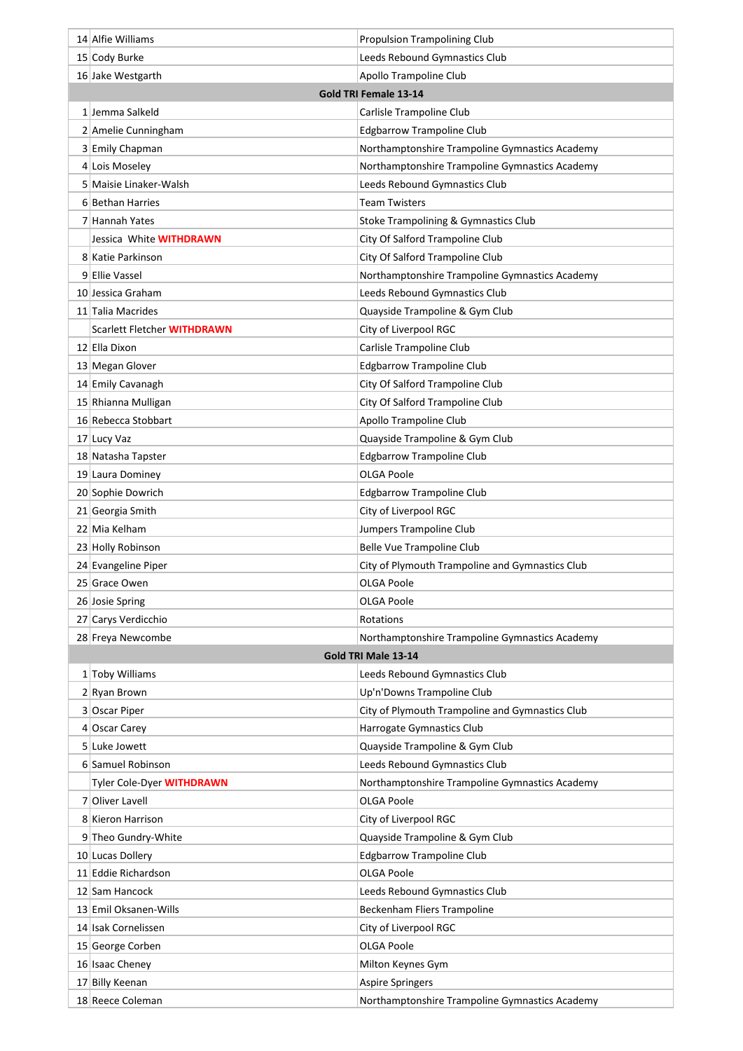| | | |
|---|---|---|
| 14 | Alfie Williams | Propulsion Trampolining Club |
| 15 | Cody Burke | Leeds Rebound Gymnastics Club |
| 16 | Jake Westgarth | Apollo Trampoline Club |
| **Gold TRI Female 13-14** | | |
| 1 | Jemma Salkeld | Carlisle Trampoline Club |
| 2 | Amelie Cunningham | Edgbarrow Trampoline Club |
| 3 | Emily Chapman | Northamptonshire Trampoline Gymnastics Academy |
| 4 | Lois Moseley | Northamptonshire Trampoline Gymnastics Academy |
| 5 | Maisie Linaker-Walsh | Leeds Rebound Gymnastics Club |
| 6 | Bethan Harries | Team Twisters |
| 7 | Hannah Yates | Stoke Trampolining & Gymnastics Club |
| | Jessica White **WITHDRAWN** | City Of Salford Trampoline Club |
| 8 | Katie Parkinson | City Of Salford Trampoline Club |
| 9 | Ellie Vassel | Northamptonshire Trampoline Gymnastics Academy |
| 10 | Jessica Graham | Leeds Rebound Gymnastics Club |
| 11 | Talia Macrides | Quayside Trampoline & Gym Club |
| | Scarlett Fletcher **WITHDRAWN** | City of Liverpool RGC |
| 12 | Ella Dixon | Carlisle Trampoline Club |
| 13 | Megan Glover | Edgbarrow Trampoline Club |
| 14 | Emily Cavanagh | City Of Salford Trampoline Club |
| 15 | Rhianna Mulligan | City Of Salford Trampoline Club |
| 16 | Rebecca Stobbart | Apollo Trampoline Club |
| 17 | Lucy Vaz | Quayside Trampoline & Gym Club |
| 18 | Natasha Tapster | Edgbarrow Trampoline Club |
| 19 | Laura Dominey | OLGA Poole |
| 20 | Sophie Dowrich | Edgbarrow Trampoline Club |
| 21 | Georgia Smith | City of Liverpool RGC |
| 22 | Mia Kelham | Jumpers Trampoline Club |
| 23 | Holly Robinson | Belle Vue Trampoline Club |
| 24 | Evangeline Piper | City of Plymouth Trampoline and Gymnastics Club |
| 25 | Grace Owen | OLGA Poole |
| 26 | Josie Spring | OLGA Poole |
| 27 | Carys Verdicchio | Rotations |
| 28 | Freya Newcombe | Northamptonshire Trampoline Gymnastics Academy |
| **Gold TRI Male 13-14** | | |
| 1 | Toby Williams | Leeds Rebound Gymnastics Club |
| 2 | Ryan Brown | Up'n'Downs Trampoline Club |
| 3 | Oscar Piper | City of Plymouth Trampoline and Gymnastics Club |
| 4 | Oscar Carey | Harrogate Gymnastics Club |
| 5 | Luke Jowett | Quayside Trampoline & Gym Club |
| 6 | Samuel Robinson | Leeds Rebound Gymnastics Club |
| | Tyler Cole-Dyer **WITHDRAWN** | Northamptonshire Trampoline Gymnastics Academy |
| 7 | Oliver Lavell | OLGA Poole |
| 8 | Kieron Harrison | City of Liverpool RGC |
| 9 | Theo Gundry-White | Quayside Trampoline & Gym Club |
| 10 | Lucas Dollery | Edgbarrow Trampoline Club |
| 11 | Eddie Richardson | OLGA Poole |
| 12 | Sam Hancock | Leeds Rebound Gymnastics Club |
| 13 | Emil Oksanen-Wills | Beckenham Fliers Trampoline |
| 14 | Isak Cornelissen | City of Liverpool RGC |
| 15 | George Corben | OLGA Poole |
| 16 | Isaac Cheney | Milton Keynes Gym |
| 17 | Billy Keenan | Aspire Springers |
| 18 | Reece Coleman | Northamptonshire Trampoline Gymnastics Academy |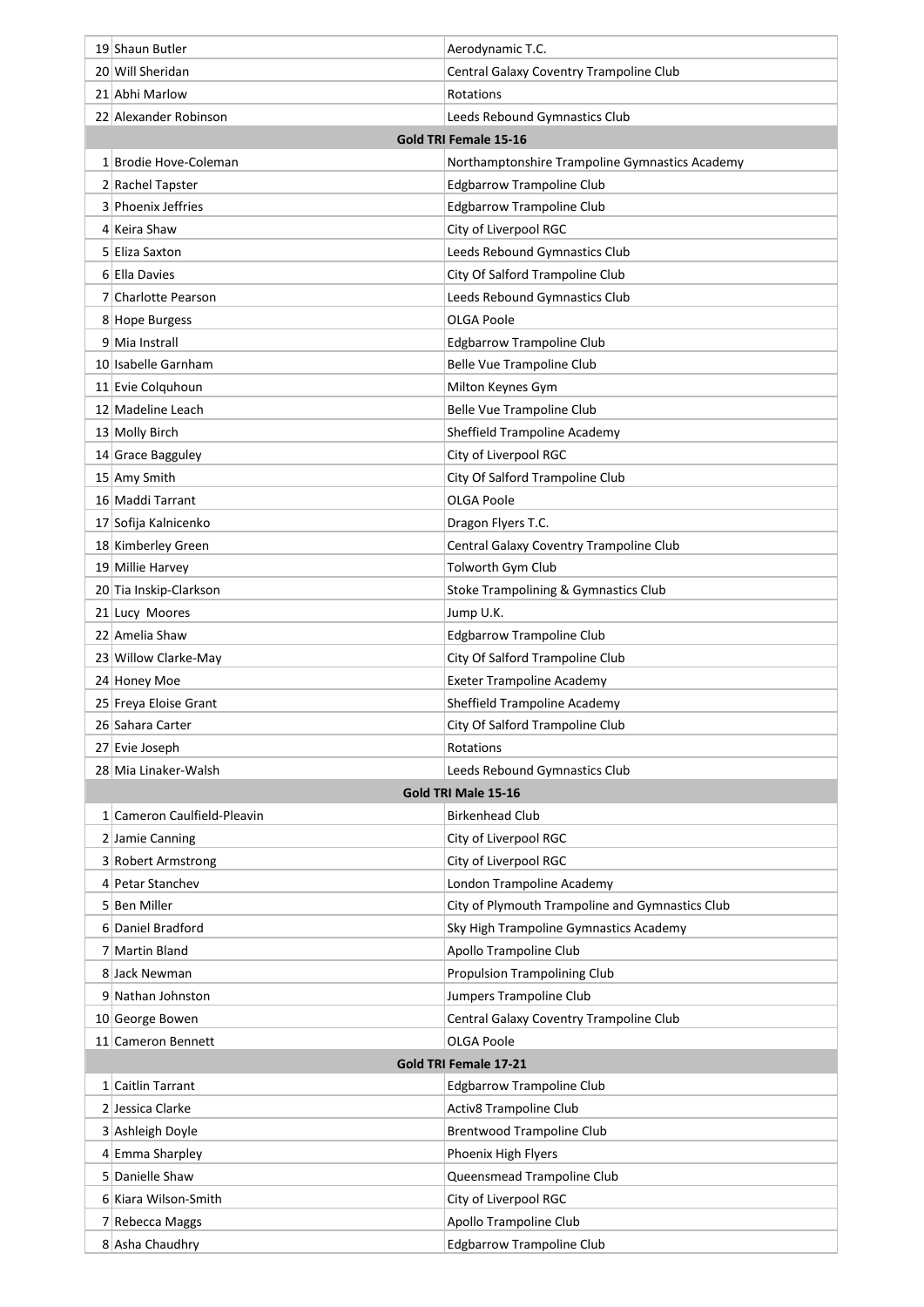| | | |
|---|---|---|
| 19 | Shaun Butler | Aerodynamic T.C. |
| 20 | Will Sheridan | Central Galaxy Coventry Trampoline Club |
| 21 | Abhi Marlow | Rotations |
| 22 | Alexander Robinson | Leeds Rebound Gymnastics Club |
| **Gold TRI Female 15-16** | | |
| 1 | Brodie Hove-Coleman | Northamptonshire Trampoline Gymnastics Academy |
| 2 | Rachel Tapster | Edgbarrow Trampoline Club |
| 3 | Phoenix Jeffries | Edgbarrow Trampoline Club |
| 4 | Keira Shaw | City of Liverpool RGC |
| 5 | Eliza Saxton | Leeds Rebound Gymnastics Club |
| 6 | Ella Davies | City Of Salford Trampoline Club |
| 7 | Charlotte Pearson | Leeds Rebound Gymnastics Club |
| 8 | Hope Burgess | OLGA Poole |
| 9 | Mia Instrall | Edgbarrow Trampoline Club |
| 10 | Isabelle Garnham | Belle Vue Trampoline Club |
| 11 | Evie Colquhoun | Milton Keynes Gym |
| 12 | Madeline Leach | Belle Vue Trampoline Club |
| 13 | Molly Birch | Sheffield Trampoline Academy |
| 14 | Grace Bagguley | City of Liverpool RGC |
| 15 | Amy Smith | City Of Salford Trampoline Club |
| 16 | Maddi Tarrant | OLGA Poole |
| 17 | Sofija Kalnicenko | Dragon Flyers T.C. |
| 18 | Kimberley Green | Central Galaxy Coventry Trampoline Club |
| 19 | Millie Harvey | Tolworth Gym Club |
| 20 | Tia Inskip-Clarkson | Stoke Trampolining & Gymnastics Club |
| 21 | Lucy Moores | Jump U.K. |
| 22 | Amelia Shaw | Edgbarrow Trampoline Club |
| 23 | Willow Clarke-May | City Of Salford Trampoline Club |
| 24 | Honey Moe | Exeter Trampoline Academy |
| 25 | Freya Eloise Grant | Sheffield Trampoline Academy |
| 26 | Sahara Carter | City Of Salford Trampoline Club |
| 27 | Evie Joseph | Rotations |
| 28 | Mia Linaker-Walsh | Leeds Rebound Gymnastics Club |
| **Gold TRI Male 15-16** | | |
| 1 | Cameron Caulfield-Pleavin | Birkenhead Club |
| 2 | Jamie Canning | City of Liverpool RGC |
| 3 | Robert Armstrong | City of Liverpool RGC |
| 4 | Petar Stanchev | London Trampoline Academy |
| 5 | Ben Miller | City of Plymouth Trampoline and Gymnastics Club |
| 6 | Daniel Bradford | Sky High Trampoline Gymnastics Academy |
| 7 | Martin Bland | Apollo Trampoline Club |
| 8 | Jack Newman | Propulsion Trampolining Club |
| 9 | Nathan Johnston | Jumpers Trampoline Club |
| 10 | George Bowen | Central Galaxy Coventry Trampoline Club |
| 11 | Cameron Bennett | OLGA Poole |
| **Gold TRI Female 17-21** | | |
| 1 | Caitlin Tarrant | Edgbarrow Trampoline Club |
| 2 | Jessica Clarke | Activ8 Trampoline Club |
| 3 | Ashleigh Doyle | Brentwood Trampoline Club |
| 4 | Emma Sharpley | Phoenix High Flyers |
| 5 | Danielle Shaw | Queensmead Trampoline Club |
| 6 | Kiara Wilson-Smith | City of Liverpool RGC |
| 7 | Rebecca Maggs | Apollo Trampoline Club |
| 8 | Asha Chaudhry | Edgbarrow Trampoline Club |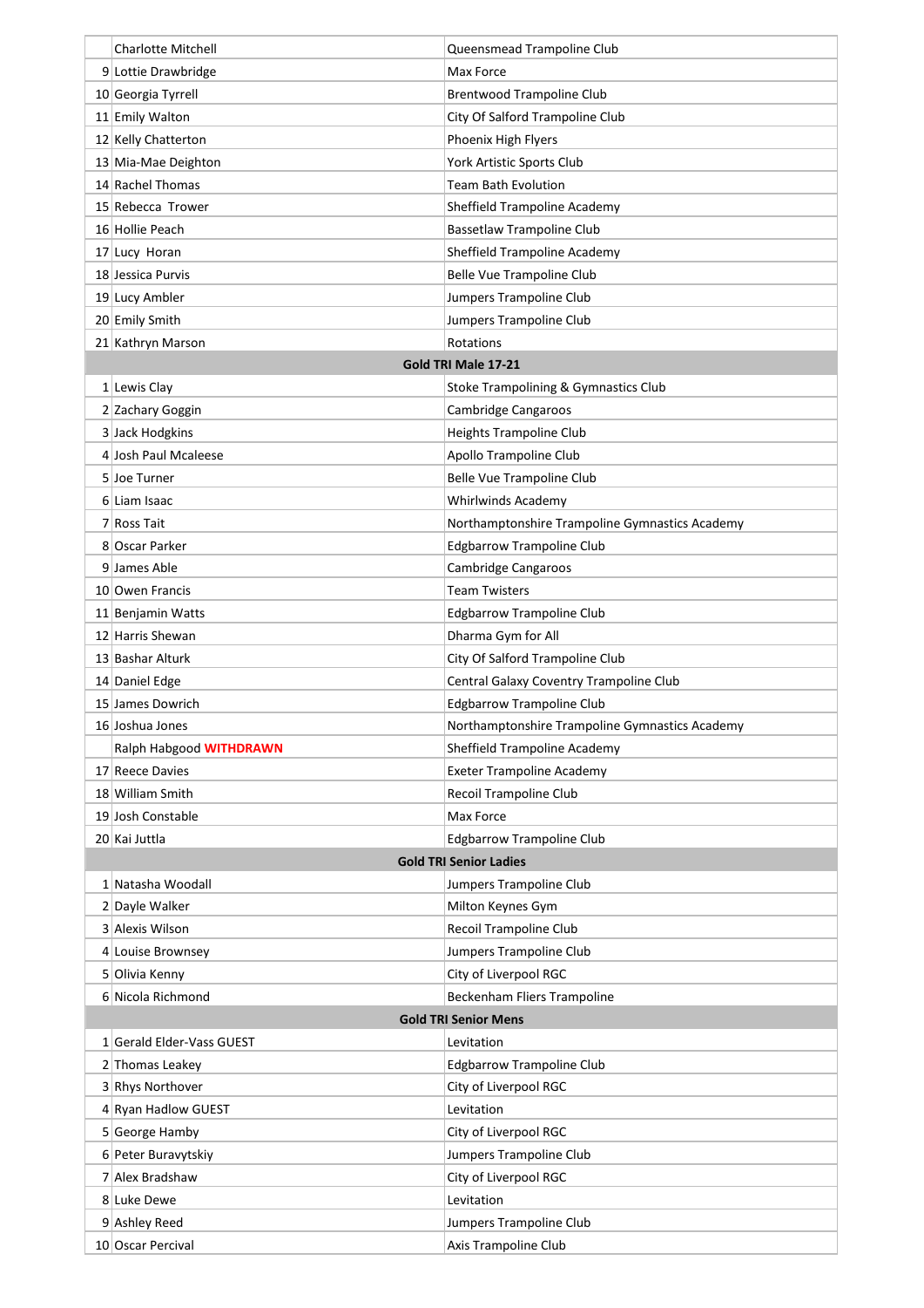|  | Charlotte Mitchell | Queensmead Trampoline Club |
|---|---|---|
| 9 | Lottie Drawbridge | Max Force |
| 10 | Georgia Tyrrell | Brentwood Trampoline Club |
| 11 | Emily Walton | City Of Salford Trampoline Club |
| 12 | Kelly Chatterton | Phoenix High Flyers |
| 13 | Mia-Mae Deighton | York Artistic Sports Club |
| 14 | Rachel Thomas | Team Bath Evolution |
| 15 | Rebecca Trower | Sheffield Trampoline Academy |
| 16 | Hollie Peach | Bassetlaw Trampoline Club |
| 17 | Lucy Horan | Sheffield Trampoline Academy |
| 18 | Jessica Purvis | Belle Vue Trampoline Club |
| 19 | Lucy Ambler | Jumpers Trampoline Club |
| 20 | Emily Smith | Jumpers Trampoline Club |
| 21 | Kathryn Marson | Rotations |
| **Gold TRI Male 17-21** | | |
| 1 | Lewis Clay | Stoke Trampolining & Gymnastics Club |
| 2 | Zachary Goggin | Cambridge Cangaroos |
| 3 | Jack Hodgkins | Heights Trampoline Club |
| 4 | Josh Paul Mcaleese | Apollo Trampoline Club |
| 5 | Joe Turner | Belle Vue Trampoline Club |
| 6 | Liam Isaac | Whirlwinds Academy |
| 7 | Ross Tait | Northamptonshire Trampoline Gymnastics Academy |
| 8 | Oscar Parker | Edgbarrow Trampoline Club |
| 9 | James Able | Cambridge Cangaroos |
| 10 | Owen Francis | Team Twisters |
| 11 | Benjamin Watts | Edgbarrow Trampoline Club |
| 12 | Harris Shewan | Dharma Gym for All |
| 13 | Bashar Alturk | City Of Salford Trampoline Club |
| 14 | Daniel Edge | Central Galaxy Coventry Trampoline Club |
| 15 | James Dowrich | Edgbarrow Trampoline Club |
| 16 | Joshua Jones | Northamptonshire Trampoline Gymnastics Academy |
|  | Ralph Habgood **WITHDRAWN** | Sheffield Trampoline Academy |
| 17 | Reece Davies | Exeter Trampoline Academy |
| 18 | William Smith | Recoil Trampoline Club |
| 19 | Josh Constable | Max Force |
| 20 | Kai Juttla | Edgbarrow Trampoline Club |
| **Gold TRI Senior Ladies** | | |
| 1 | Natasha Woodall | Jumpers Trampoline Club |
| 2 | Dayle Walker | Milton Keynes Gym |
| 3 | Alexis Wilson | Recoil Trampoline Club |
| 4 | Louise Brownsey | Jumpers Trampoline Club |
| 5 | Olivia Kenny | City of Liverpool RGC |
| 6 | Nicola Richmond | Beckenham Fliers Trampoline |
| **Gold TRI Senior Mens** | | |
| 1 | Gerald Elder-Vass GUEST | Levitation |
| 2 | Thomas Leakey | Edgbarrow Trampoline Club |
| 3 | Rhys Northover | City of Liverpool RGC |
| 4 | Ryan Hadlow GUEST | Levitation |
| 5 | George Hamby | City of Liverpool RGC |
| 6 | Peter Buravytskiy | Jumpers Trampoline Club |
| 7 | Alex Bradshaw | City of Liverpool RGC |
| 8 | Luke Dewe | Levitation |
| 9 | Ashley Reed | Jumpers Trampoline Club |
| 10 | Oscar Percival | Axis Trampoline Club |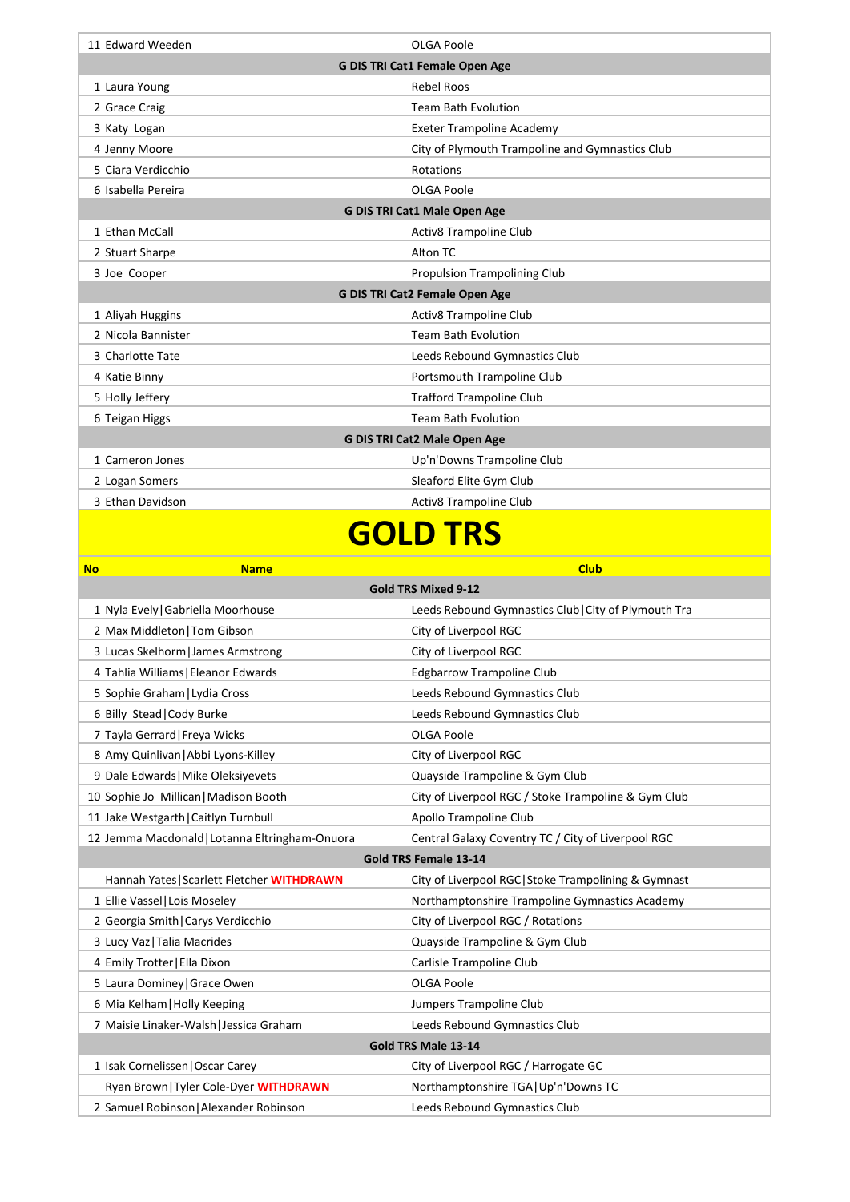| | | |
|---|---|---|
| 11 | Edward Weeden | OLGA Poole |
| | **G DIS TRI Cat1 Female Open Age** | |
| 1 | Laura Young | Rebel Roos |
| 2 | Grace Craig | Team Bath Evolution |
| 3 | Katy Logan | Exeter Trampoline Academy |
| 4 | Jenny Moore | City of Plymouth Trampoline and Gymnastics Club |
| 5 | Ciara Verdicchio | Rotations |
| 6 | Isabella Pereira | OLGA Poole |
| | **G DIS TRI Cat1 Male Open Age** | |
| 1 | Ethan McCall | Activ8 Trampoline Club |
| 2 | Stuart Sharpe | Alton TC |
| 3 | Joe Cooper | Propulsion Trampolining Club |
| | **G DIS TRI Cat2 Female Open Age** | |
| 1 | Aliyah Huggins | Activ8 Trampoline Club |
| 2 | Nicola Bannister | Team Bath Evolution |
| 3 | Charlotte Tate | Leeds Rebound Gymnastics Club |
| 4 | Katie Binny | Portsmouth Trampoline Club |
| 5 | Holly Jeffery | Trafford Trampoline Club |
| 6 | Teigan Higgs | Team Bath Evolution |
| | **G DIS TRI Cat2 Male Open Age** | |
| 1 | Cameron Jones | Up'n'Downs Trampoline Club |
| 2 | Logan Somers | Sleaford Elite Gym Club |
| 3 | Ethan Davidson | Activ8 Trampoline Club |

# GOLD TRS

| No | Name | Club |
|---|---|---|
| | **Gold TRS Mixed 9-12** | |
| 1 | Nyla Evely\|Gabriella Moorhouse | Leeds Rebound Gymnastics Club\|City of Plymouth Tra |
| 2 | Max Middleton\|Tom Gibson | City of Liverpool RGC |
| 3 | Lucas Skelhorm\|James Armstrong | City of Liverpool RGC |
| 4 | Tahlia Williams\|Eleanor Edwards | Edgbarrow Trampoline Club |
| 5 | Sophie Graham\|Lydia Cross | Leeds Rebound Gymnastics Club |
| 6 | Billy Stead\|Cody Burke | Leeds Rebound Gymnastics Club |
| 7 | Tayla Gerrard\|Freya Wicks | OLGA Poole |
| 8 | Amy Quinlivan\|Abbi Lyons-Killey | City of Liverpool RGC |
| 9 | Dale Edwards\|Mike Oleksiyevets | Quayside Trampoline & Gym Club |
| 10 | Sophie Jo Millican\|Madison Booth | City of Liverpool RGC / Stoke Trampoline & Gym Club |
| 11 | Jake Westgarth\|Caitlyn Turnbull | Apollo Trampoline Club |
| 12 | Jemma Macdonald\|Lotanna Eltringham-Onuora | Central Galaxy Coventry TC / City of Liverpool RGC |
| | **Gold TRS Female 13-14** | |
| | Hannah Yates\|Scarlett Fletcher **WITHDRAWN** | City of Liverpool RGC\|Stoke Trampolining & Gymnast |
| 1 | Ellie Vassel\|Lois Moseley | Northamptonshire Trampoline Gymnastics Academy |
| 2 | Georgia Smith\|Carys Verdicchio | City of Liverpool RGC / Rotations |
| 3 | Lucy Vaz\|Talia Macrides | Quayside Trampoline & Gym Club |
| 4 | Emily Trotter\|Ella Dixon | Carlisle Trampoline Club |
| 5 | Laura Dominey\|Grace Owen | OLGA Poole |
| 6 | Mia Kelham\|Holly Keeping | Jumpers Trampoline Club |
| 7 | Maisie Linaker-Walsh\|Jessica Graham | Leeds Rebound Gymnastics Club |
| | **Gold TRS Male 13-14** | |
| 1 | Isak Cornelissen\|Oscar Carey | City of Liverpool RGC / Harrogate GC |
| | Ryan Brown\|Tyler Cole-Dyer **WITHDRAWN** | Northamptonshire TGA\|Up'n'Downs TC |
| 2 | Samuel Robinson\|Alexander Robinson | Leeds Rebound Gymnastics Club |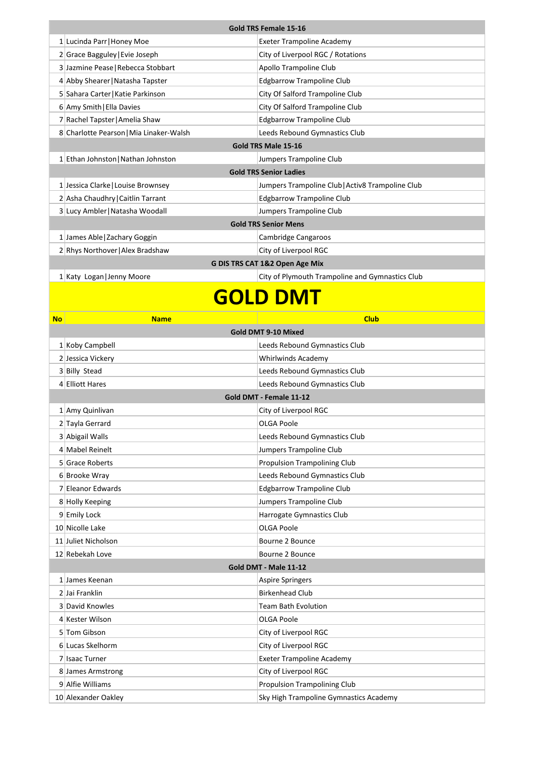| | Gold TRS Female 15-16 | |
|---|---|---|
| 1 | Lucinda Parr\|Honey Moe | Exeter Trampoline Academy |
| 2 | Grace Bagguley\|Evie Joseph | City of Liverpool RGC / Rotations |
| 3 | Jazmine Pease\|Rebecca Stobbart | Apollo Trampoline Club |
| 4 | Abby Shearer\|Natasha Tapster | Edgbarrow Trampoline Club |
| 5 | Sahara Carter\|Katie Parkinson | City Of Salford Trampoline Club |
| 6 | Amy Smith\|Ella Davies | City Of Salford Trampoline Club |
| 7 | Rachel Tapster\|Amelia Shaw | Edgbarrow Trampoline Club |
| 8 | Charlotte Pearson\|Mia Linaker-Walsh | Leeds Rebound Gymnastics Club |
| | **Gold TRS Male 15-16** | |
| 1 | Ethan Johnston\|Nathan Johnston | Jumpers Trampoline Club |
| | **Gold TRS Senior Ladies** | |
| 1 | Jessica Clarke\|Louise Brownsey | Jumpers Trampoline Club\|Activ8 Trampoline Club |
| 2 | Asha Chaudhry\|Caitlin Tarrant | Edgbarrow Trampoline Club |
| 3 | Lucy Ambler\|Natasha Woodall | Jumpers Trampoline Club |
| | **Gold TRS Senior Mens** | |
| 1 | James Able\|Zachary Goggin | Cambridge Cangaroos |
| 2 | Rhys Northover\|Alex Bradshaw | City of Liverpool RGC |
| | **G DIS TRS CAT 1&2 Open Age Mix** | |
| 1 | Katy Logan\|Jenny Moore | City of Plymouth Trampoline and Gymnastics Club |

# GOLD DMT

| No | Name | Club |
|---|---|---|
| | **Gold DMT 9-10 Mixed** | |
| 1 | Koby Campbell | Leeds Rebound Gymnastics Club |
| 2 | Jessica Vickery | Whirlwinds Academy |
| 3 | Billy Stead | Leeds Rebound Gymnastics Club |
| 4 | Elliott Hares | Leeds Rebound Gymnastics Club |
| | **Gold DMT - Female 11-12** | |
| 1 | Amy Quinlivan | City of Liverpool RGC |
| 2 | Tayla Gerrard | OLGA Poole |
| 3 | Abigail Walls | Leeds Rebound Gymnastics Club |
| 4 | Mabel Reinelt | Jumpers Trampoline Club |
| 5 | Grace Roberts | Propulsion Trampolining Club |
| 6 | Brooke Wray | Leeds Rebound Gymnastics Club |
| 7 | Eleanor Edwards | Edgbarrow Trampoline Club |
| 8 | Holly Keeping | Jumpers Trampoline Club |
| 9 | Emily Lock | Harrogate Gymnastics Club |
| 10 | Nicolle Lake | OLGA Poole |
| 11 | Juliet Nicholson | Bourne 2 Bounce |
| 12 | Rebekah Love | Bourne 2 Bounce |
| | **Gold DMT - Male 11-12** | |
| 1 | James Keenan | Aspire Springers |
| 2 | Jai Franklin | Birkenhead Club |
| 3 | David Knowles | Team Bath Evolution |
| 4 | Kester Wilson | OLGA Poole |
| 5 | Tom Gibson | City of Liverpool RGC |
| 6 | Lucas Skelhorm | City of Liverpool RGC |
| 7 | Isaac Turner | Exeter Trampoline Academy |
| 8 | James Armstrong | City of Liverpool RGC |
| 9 | Alfie Williams | Propulsion Trampolining Club |
| 10 | Alexander Oakley | Sky High Trampoline Gymnastics Academy |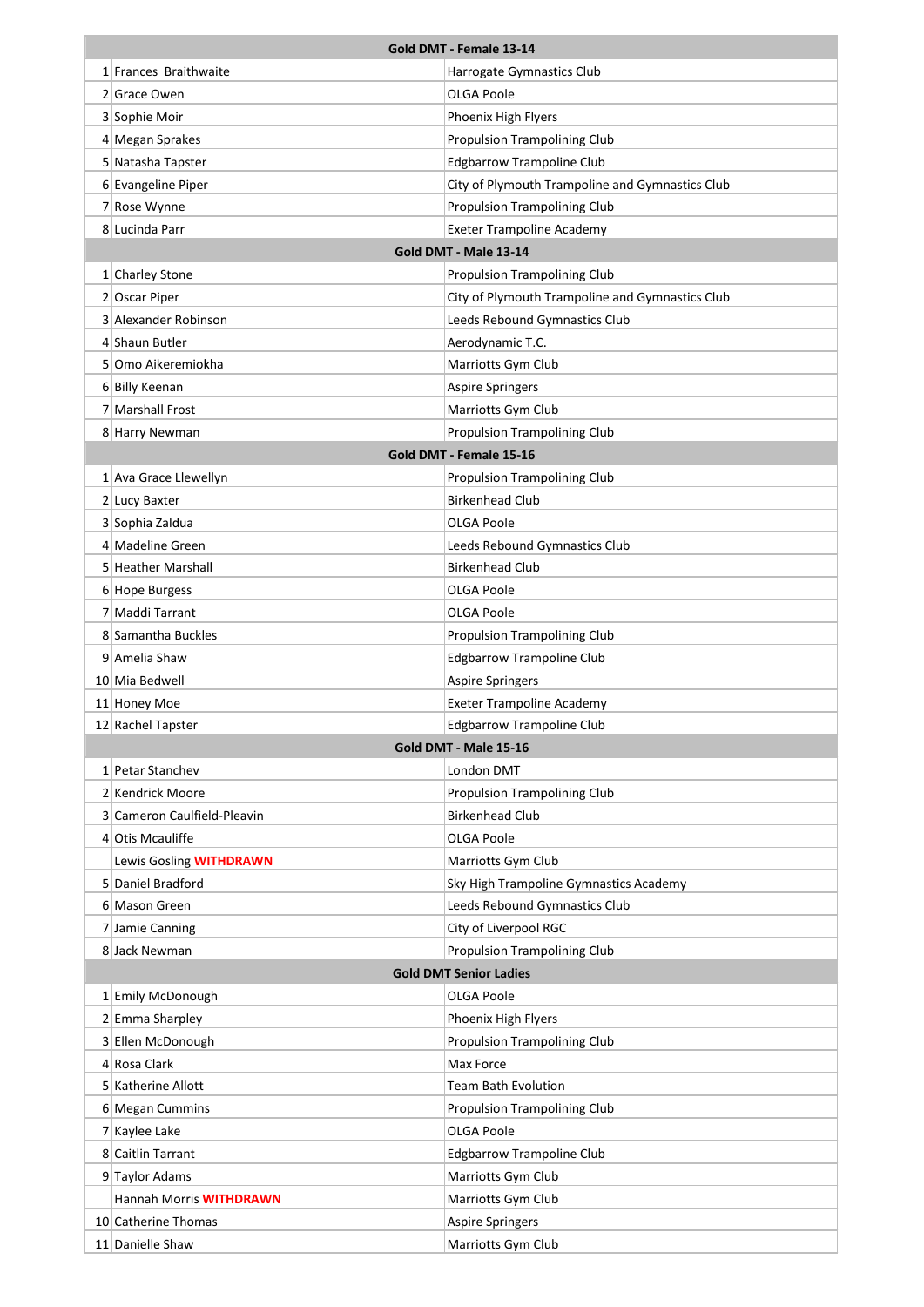| | Gold DMT - Female 13-14 | |
|---|---|---|
| 1 | Frances  Braithwaite | Harrogate Gymnastics Club |
| 2 | Grace Owen | OLGA Poole |
| 3 | Sophie Moir | Phoenix High Flyers |
| 4 | Megan Sprakes | Propulsion Trampolining Club |
| 5 | Natasha Tapster | Edgbarrow Trampoline Club |
| 6 | Evangeline Piper | City of Plymouth Trampoline and Gymnastics Club |
| 7 | Rose Wynne | Propulsion Trampolining Club |
| 8 | Lucinda Parr | Exeter Trampoline Academy |
| | **Gold DMT - Male 13-14** | |
| 1 | Charley Stone | Propulsion Trampolining Club |
| 2 | Oscar Piper | City of Plymouth Trampoline and Gymnastics Club |
| 3 | Alexander Robinson | Leeds Rebound Gymnastics Club |
| 4 | Shaun Butler | Aerodynamic T.C. |
| 5 | Omo Aikeremiokha | Marriotts Gym Club |
| 6 | Billy Keenan | Aspire Springers |
| 7 | Marshall Frost | Marriotts Gym Club |
| 8 | Harry Newman | Propulsion Trampolining Club |
| | **Gold DMT - Female 15-16** | |
| 1 | Ava Grace Llewellyn | Propulsion Trampolining Club |
| 2 | Lucy Baxter | Birkenhead Club |
| 3 | Sophia Zaldua | OLGA Poole |
| 4 | Madeline Green | Leeds Rebound Gymnastics Club |
| 5 | Heather Marshall | Birkenhead Club |
| 6 | Hope Burgess | OLGA Poole |
| 7 | Maddi Tarrant | OLGA Poole |
| 8 | Samantha Buckles | Propulsion Trampolining Club |
| 9 | Amelia Shaw | Edgbarrow Trampoline Club |
| 10 | Mia Bedwell | Aspire Springers |
| 11 | Honey Moe | Exeter Trampoline Academy |
| 12 | Rachel Tapster | Edgbarrow Trampoline Club |
| | **Gold DMT - Male 15-16** | |
| 1 | Petar Stanchev | London DMT |
| 2 | Kendrick Moore | Propulsion Trampolining Club |
| 3 | Cameron Caulfield-Pleavin | Birkenhead Club |
| 4 | Otis Mcauliffe | OLGA Poole |
| | Lewis Gosling **WITHDRAWN** | Marriotts Gym Club |
| 5 | Daniel Bradford | Sky High Trampoline Gymnastics Academy |
| 6 | Mason Green | Leeds Rebound Gymnastics Club |
| 7 | Jamie Canning | City of Liverpool RGC |
| 8 | Jack Newman | Propulsion Trampolining Club |
| | **Gold DMT Senior Ladies** | |
| 1 | Emily McDonough | OLGA Poole |
| 2 | Emma Sharpley | Phoenix High Flyers |
| 3 | Ellen McDonough | Propulsion Trampolining Club |
| 4 | Rosa Clark | Max Force |
| 5 | Katherine Allott | Team Bath Evolution |
| 6 | Megan Cummins | Propulsion Trampolining Club |
| 7 | Kaylee Lake | OLGA Poole |
| 8 | Caitlin Tarrant | Edgbarrow Trampoline Club |
| 9 | Taylor Adams | Marriotts Gym Club |
| | Hannah Morris **WITHDRAWN** | Marriotts Gym Club |
| 10 | Catherine Thomas | Aspire Springers |
| 11 | Danielle Shaw | Marriotts Gym Club |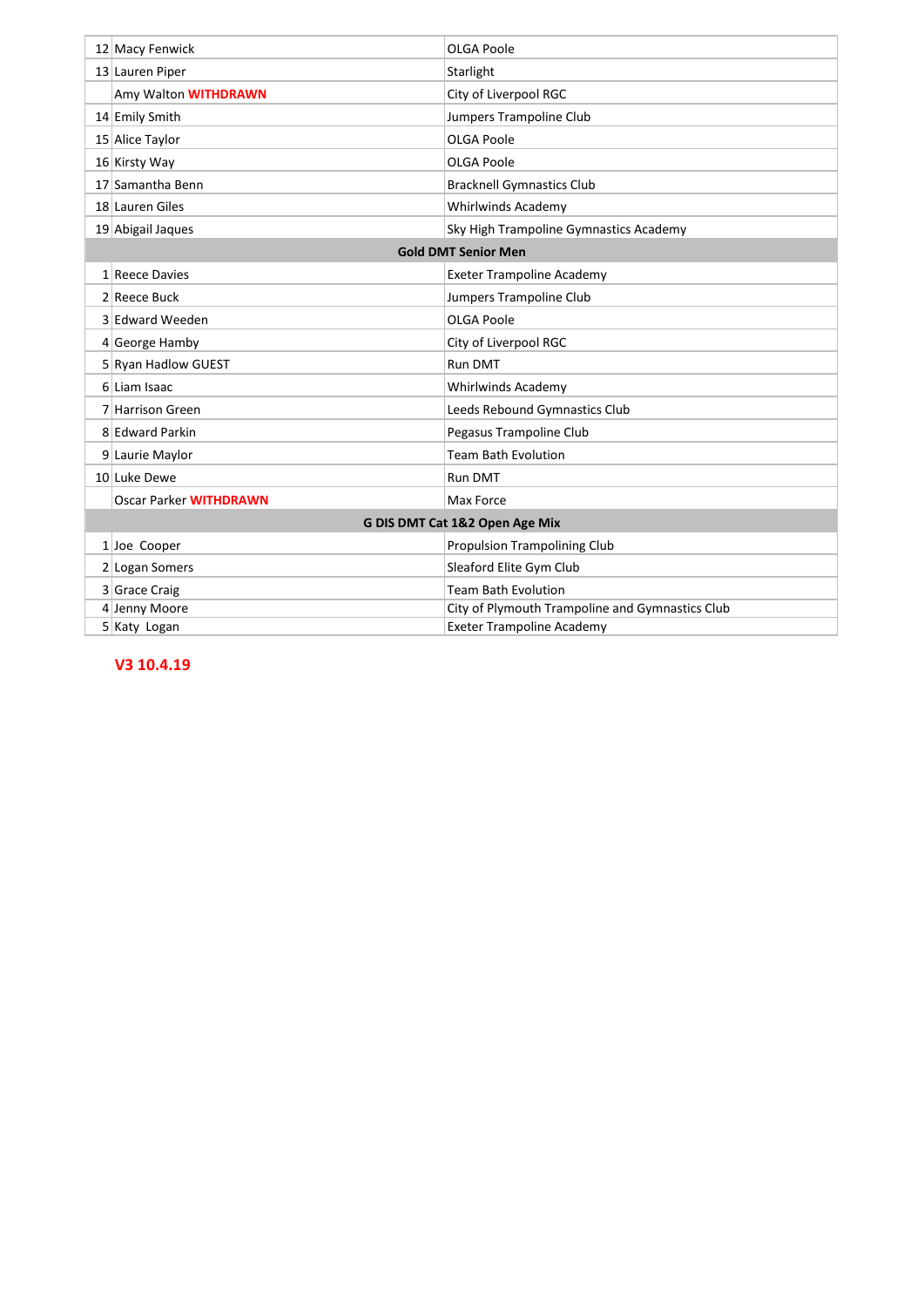| | | |
|---|---|---|
| 12 | Macy Fenwick | OLGA Poole |
| 13 | Lauren Piper | Starlight |
| | Amy Walton **WITHDRAWN** | City of Liverpool RGC |
| 14 | Emily Smith | Jumpers Trampoline Club |
| 15 | Alice Taylor | OLGA Poole |
| 16 | Kirsty Way | OLGA Poole |
| 17 | Samantha Benn | Bracknell Gymnastics Club |
| 18 | Lauren Giles | Whirlwinds Academy |
| 19 | Abigail Jaques | Sky High Trampoline Gymnastics Academy |
| **Gold DMT Senior Men** | | |
| 1 | Reece Davies | Exeter Trampoline Academy |
| 2 | Reece Buck | Jumpers Trampoline Club |
| 3 | Edward Weeden | OLGA Poole |
| 4 | George Hamby | City of Liverpool RGC |
| 5 | Ryan Hadlow GUEST | Run DMT |
| 6 | Liam Isaac | Whirlwinds Academy |
| 7 | Harrison Green | Leeds Rebound Gymnastics Club |
| 8 | Edward Parkin | Pegasus Trampoline Club |
| 9 | Laurie Maylor | Team Bath Evolution |
| 10 | Luke Dewe | Run DMT |
| | Oscar Parker **WITHDRAWN** | Max Force |
| **G DIS DMT Cat 1&2 Open Age Mix** | | |
| 1 | Joe Cooper | Propulsion Trampolining Club |
| 2 | Logan Somers | Sleaford Elite Gym Club |
| 3 | Grace Craig | Team Bath Evolution |
| 4 | Jenny Moore | City of Plymouth Trampoline and Gymnastics Club |
| 5 | Katy Logan | Exeter Trampoline Academy |

**V3 10.4.19**